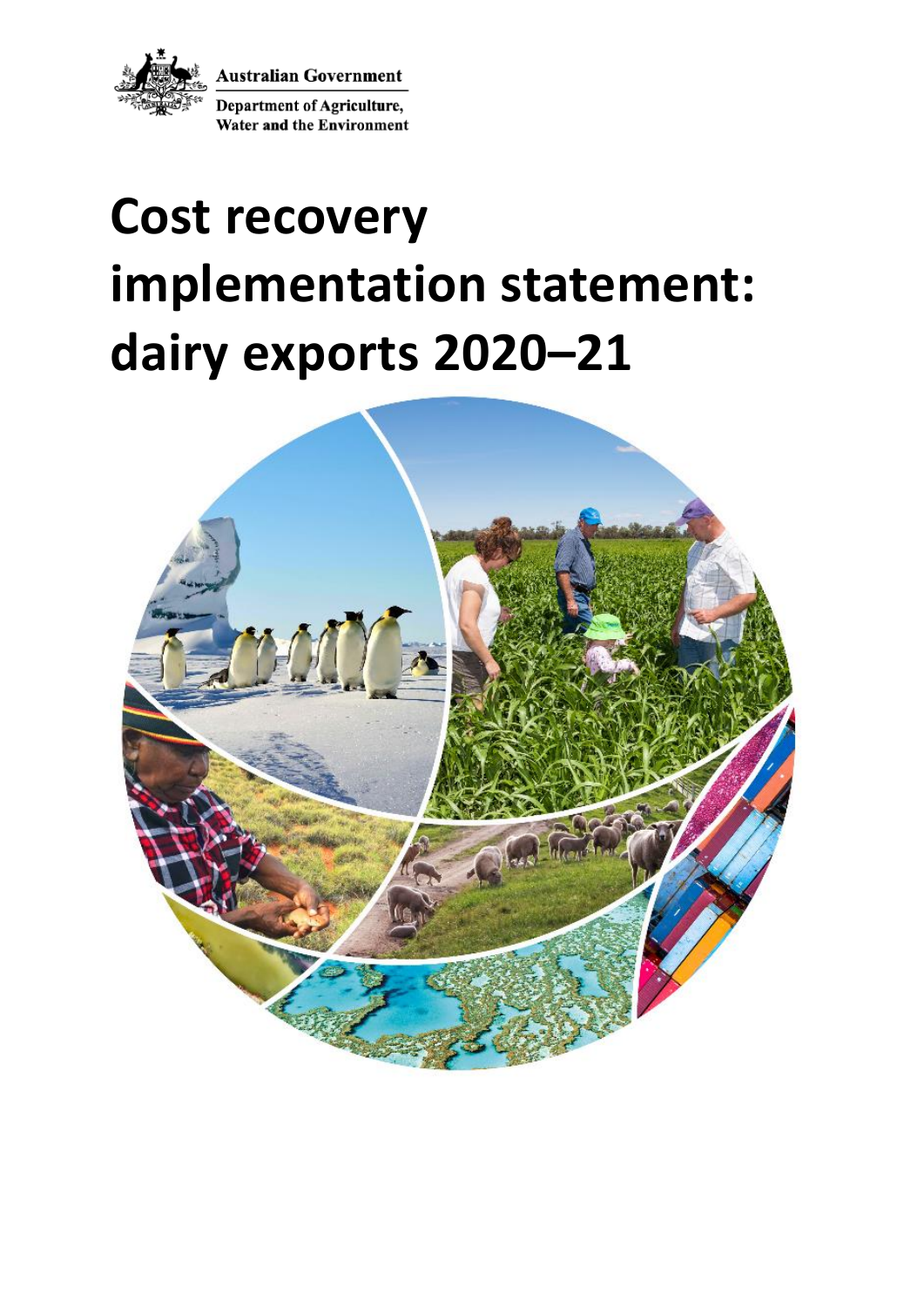Australian Government

Department of Agriculture, Water and the Environment

# Cost recovery implementation statement: dairy exports 2020–21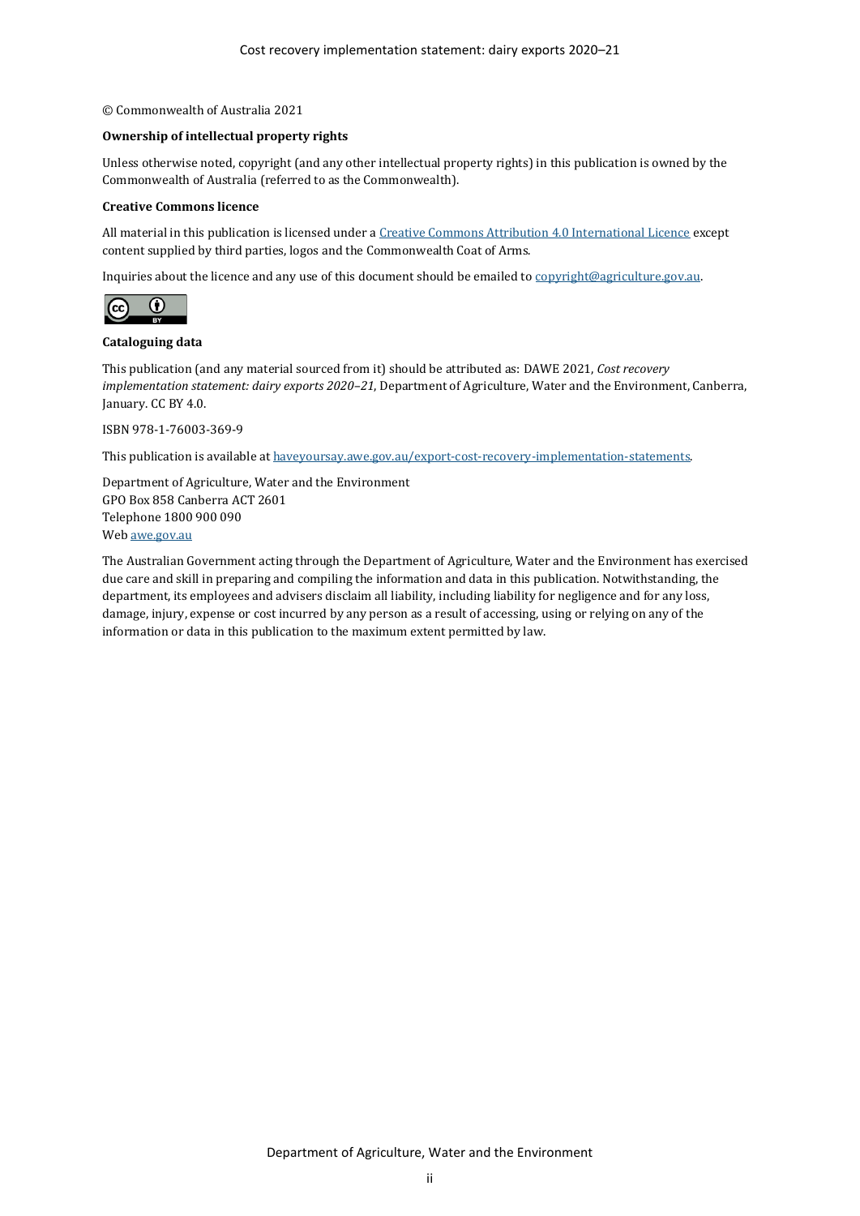© Commonwealth of Australia 2021

**Ownership of intellectual property rights**

Unless otherwise noted, copyright (and any other intellectual property rights) in this publication is owned by the Commonwealth of Australia (referred to as the Commonwealth).

**Creative Commons licence**

All material in this publication is licensed under a [Creative Commons Attribution 4.0 International Licence](https://creativecommons.org/licenses/by/4.0/) except content supplied by third parties, logos and the Commonwealth Coat of Arms.

Inquiries about the licence and any use of this document should be emailed to [copyright@agriculture.gov.au](mailto:copyright@agriculture.gov.au).

**Cataloguing data**

This publication (and any material sourced from it) should be attributed as: DAWE 2021, *Cost recovery implementation statement: dairy exports 2020–21*, Department of Agriculture, Water and the Environment, Canberra, January. CC BY 4.0.

ISBN 978-1-76003-369-9

This publication is available at [haveyoursay.awe.gov.au/export-cost-recovery-implementation-statements](https://haveyoursay.awe.gov.au/export-cost-recovery-implementation-statements).

Department of Agriculture, Water and the Environment
GPO Box 858 Canberra ACT 2601
Telephone 1800 900 090
Web [awe.gov.au](https://awe.gov.au)

The Australian Government acting through the Department of Agriculture, Water and the Environment has exercised due care and skill in preparing and compiling the information and data in this publication. Notwithstanding, the department, its employees and advisers disclaim all liability, including liability for negligence and for any loss, damage, injury, expense or cost incurred by any person as a result of accessing, using or relying on any of the information or data in this publication to the maximum extent permitted by law.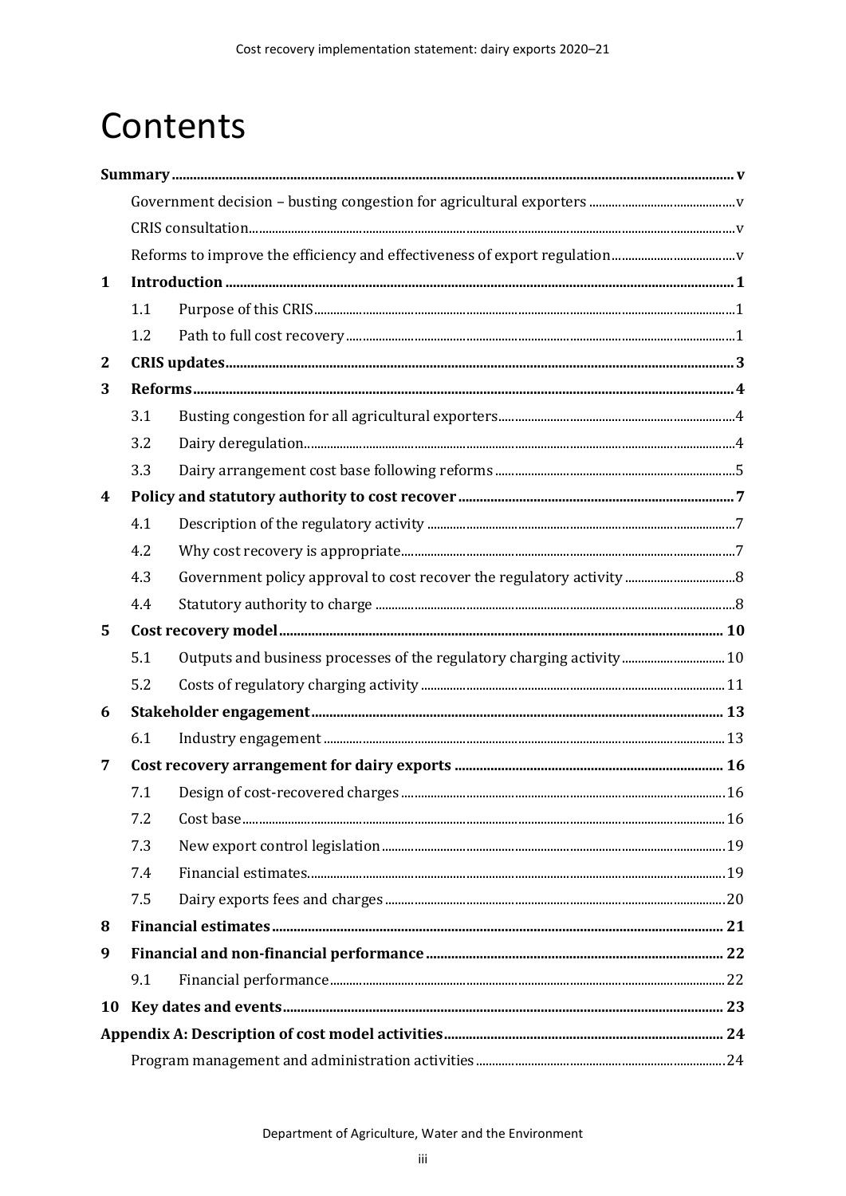# Contents

**Summary** ..... v

- Government decision – busting congestion for agricultural exporters ..... v
- CRIS consultation ..... v
- Reforms to improve the efficiency and effectiveness of export regulation ..... v

**1 Introduction** ..... 1

- 1.1 Purpose of this CRIS ..... 1
- 1.2 Path to full cost recovery ..... 1

**2 CRIS updates** ..... 3

**3 Reforms** ..... 4

- 3.1 Busting congestion for all agricultural exporters ..... 4
- 3.2 Dairy deregulation ..... 4
- 3.3 Dairy arrangement cost base following reforms ..... 5

**4 Policy and statutory authority to cost recover** ..... 7

- 4.1 Description of the regulatory activity ..... 7
- 4.2 Why cost recovery is appropriate ..... 7
- 4.3 Government policy approval to cost recover the regulatory activity ..... 8
- 4.4 Statutory authority to charge ..... 8

**5 Cost recovery model** ..... 10

- 5.1 Outputs and business processes of the regulatory charging activity ..... 10
- 5.2 Costs of regulatory charging activity ..... 11

**6 Stakeholder engagement** ..... 13

- 6.1 Industry engagement ..... 13

**7 Cost recovery arrangement for dairy exports** ..... 16

- 7.1 Design of cost-recovered charges ..... 16
- 7.2 Cost base ..... 16
- 7.3 New export control legislation ..... 19
- 7.4 Financial estimates ..... 19
- 7.5 Dairy exports fees and charges ..... 20

**8 Financial estimates** ..... 21

**9 Financial and non-financial performance** ..... 22

- 9.1 Financial performance ..... 22

**10 Key dates and events** ..... 23

**Appendix A: Description of cost model activities** ..... 24

- Program management and administration activities ..... 24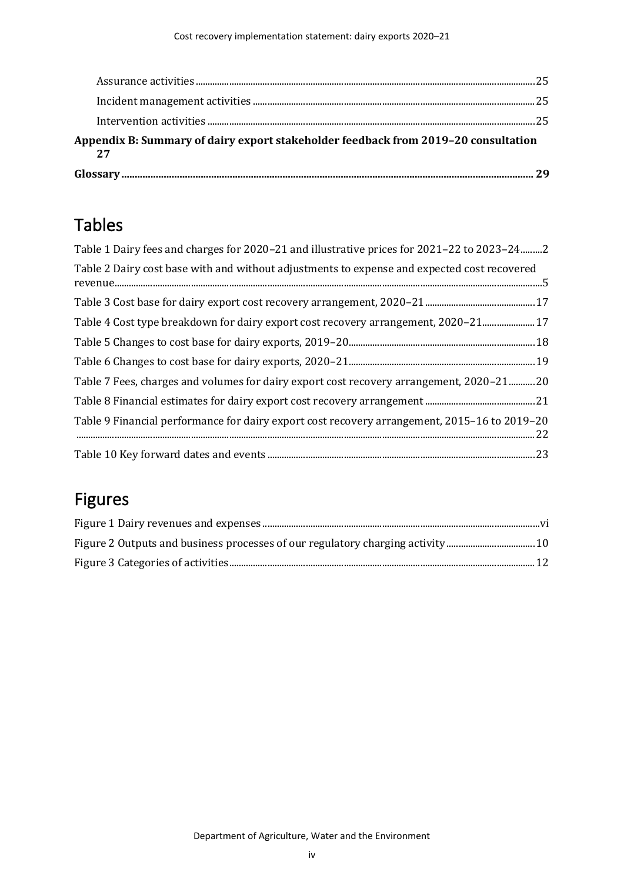Assurance activities .......... 25

Incident management activities .......... 25

Intervention activities .......... 25

**Appendix B: Summary of dairy export stakeholder feedback from 2019–20 consultation 27**

**Glossary .......... 29**

## Tables

Table 1 Dairy fees and charges for 2020–21 and illustrative prices for 2021–22 to 2023–24 .......... 2

Table 2 Dairy cost base with and without adjustments to expense and expected cost recovered revenue .......... 5

Table 3 Cost base for dairy export cost recovery arrangement, 2020–21 .......... 17

Table 4 Cost type breakdown for dairy export cost recovery arrangement, 2020–21 .......... 17

Table 5 Changes to cost base for dairy exports, 2019–20 .......... 18

Table 6 Changes to cost base for dairy exports, 2020–21 .......... 19

Table 7 Fees, charges and volumes for dairy export cost recovery arrangement, 2020–21 .......... 20

Table 8 Financial estimates for dairy export cost recovery arrangement .......... 21

Table 9 Financial performance for dairy export cost recovery arrangement, 2015–16 to 2019–20 .......... 22

Table 10 Key forward dates and events .......... 23

## Figures

Figure 1 Dairy revenues and expenses .......... vi

Figure 2 Outputs and business processes of our regulatory charging activity .......... 10

Figure 3 Categories of activities .......... 12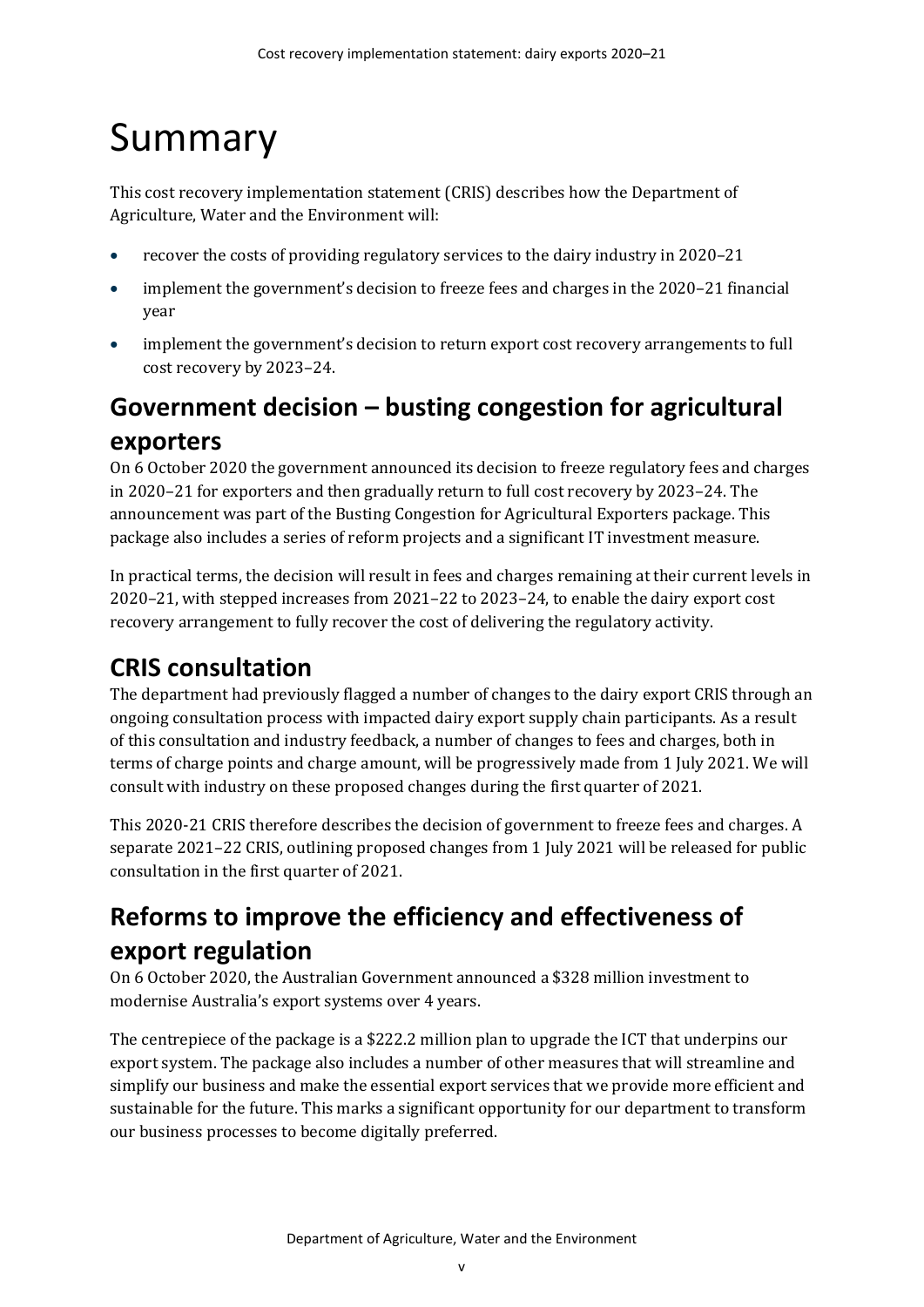# Summary

This cost recovery implementation statement (CRIS) describes how the Department of Agriculture, Water and the Environment will:

- recover the costs of providing regulatory services to the dairy industry in 2020–21
- implement the government's decision to freeze fees and charges in the 2020–21 financial year
- implement the government's decision to return export cost recovery arrangements to full cost recovery by 2023–24.

## Government decision – busting congestion for agricultural exporters

On 6 October 2020 the government announced its decision to freeze regulatory fees and charges in 2020–21 for exporters and then gradually return to full cost recovery by 2023–24. The announcement was part of the Busting Congestion for Agricultural Exporters package. This package also includes a series of reform projects and a significant IT investment measure.

In practical terms, the decision will result in fees and charges remaining at their current levels in 2020–21, with stepped increases from 2021–22 to 2023–24, to enable the dairy export cost recovery arrangement to fully recover the cost of delivering the regulatory activity.

## CRIS consultation

The department had previously flagged a number of changes to the dairy export CRIS through an ongoing consultation process with impacted dairy export supply chain participants. As a result of this consultation and industry feedback, a number of changes to fees and charges, both in terms of charge points and charge amount, will be progressively made from 1 July 2021. We will consult with industry on these proposed changes during the first quarter of 2021.

This 2020-21 CRIS therefore describes the decision of government to freeze fees and charges. A separate 2021–22 CRIS, outlining proposed changes from 1 July 2021 will be released for public consultation in the first quarter of 2021.

## Reforms to improve the efficiency and effectiveness of export regulation

On 6 October 2020, the Australian Government announced a $328 million investment to modernise Australia's export systems over 4 years.

The centrepiece of the package is a $222.2 million plan to upgrade the ICT that underpins our export system. The package also includes a number of other measures that will streamline and simplify our business and make the essential export services that we provide more efficient and sustainable for the future. This marks a significant opportunity for our department to transform our business processes to become digitally preferred.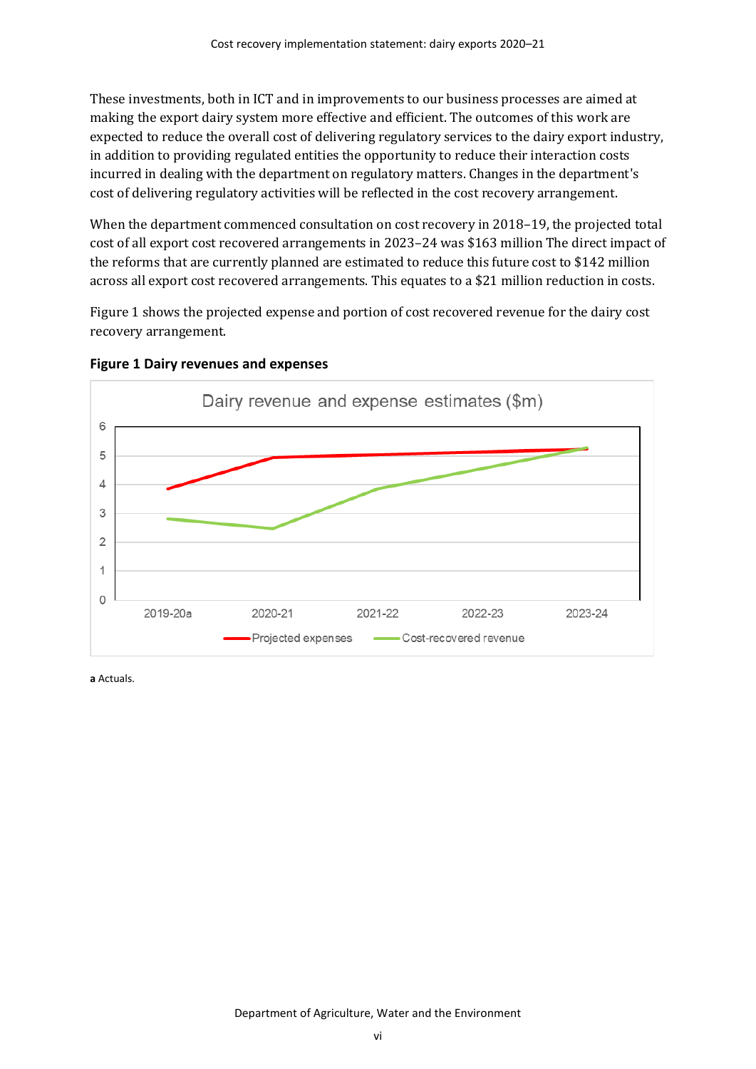These investments, both in ICT and in improvements to our business processes are aimed at making the export dairy system more effective and efficient. The outcomes of this work are expected to reduce the overall cost of delivering regulatory services to the dairy export industry, in addition to providing regulated entities the opportunity to reduce their interaction costs incurred in dealing with the department on regulatory matters. Changes in the department's cost of delivering regulatory activities will be reflected in the cost recovery arrangement.

When the department commenced consultation on cost recovery in 2018–19, the projected total cost of all export cost recovered arrangements in 2023–24 was $163 million The direct impact of the reforms that are currently planned are estimated to reduce this future cost to $142 million across all export cost recovered arrangements. This equates to a $21 million reduction in costs.

Figure 1 shows the projected expense and portion of cost recovered revenue for the dairy cost recovery arrangement.

**Figure 1 Dairy revenues and expenses**

**a** Actuals.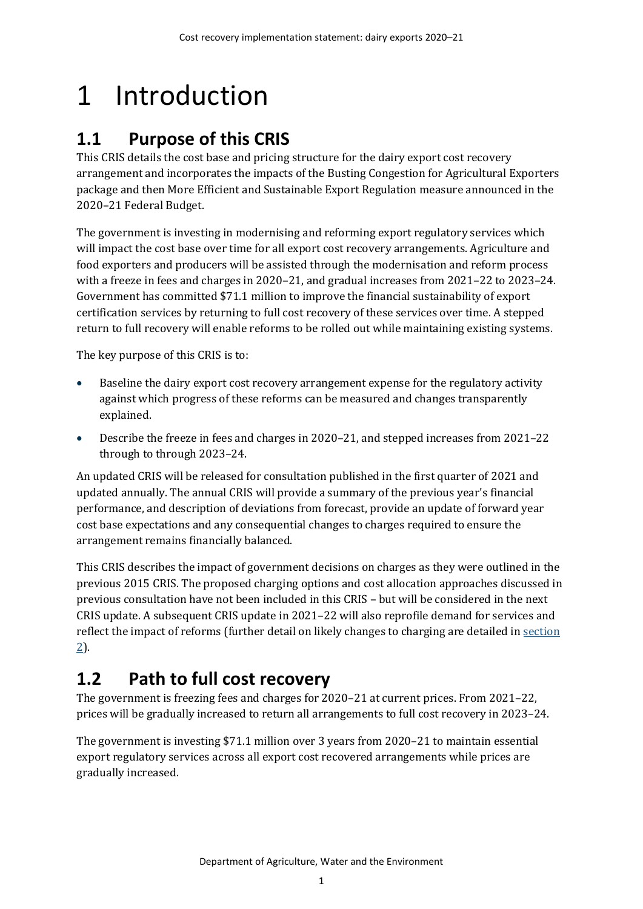# 1 Introduction

## 1.1 Purpose of this CRIS

This CRIS details the cost base and pricing structure for the dairy export cost recovery arrangement and incorporates the impacts of the Busting Congestion for Agricultural Exporters package and then More Efficient and Sustainable Export Regulation measure announced in the 2020–21 Federal Budget.

The government is investing in modernising and reforming export regulatory services which will impact the cost base over time for all export cost recovery arrangements. Agriculture and food exporters and producers will be assisted through the modernisation and reform process with a freeze in fees and charges in 2020–21, and gradual increases from 2021–22 to 2023–24. Government has committed $71.1 million to improve the financial sustainability of export certification services by returning to full cost recovery of these services over time. A stepped return to full recovery will enable reforms to be rolled out while maintaining existing systems.

The key purpose of this CRIS is to:

- Baseline the dairy export cost recovery arrangement expense for the regulatory activity against which progress of these reforms can be measured and changes transparently explained.
- Describe the freeze in fees and charges in 2020–21, and stepped increases from 2021–22 through to through 2023–24.

An updated CRIS will be released for consultation published in the first quarter of 2021 and updated annually. The annual CRIS will provide a summary of the previous year's financial performance, and description of deviations from forecast, provide an update of forward year cost base expectations and any consequential changes to charges required to ensure the arrangement remains financially balanced.

This CRIS describes the impact of government decisions on charges as they were outlined in the previous 2015 CRIS. The proposed charging options and cost allocation approaches discussed in previous consultation have not been included in this CRIS – but will be considered in the next CRIS update. A subsequent CRIS update in 2021–22 will also reprofile demand for services and reflect the impact of reforms (further detail on likely changes to charging are detailed in section 2).

## 1.2 Path to full cost recovery

The government is freezing fees and charges for 2020–21 at current prices. From 2021–22, prices will be gradually increased to return all arrangements to full cost recovery in 2023–24.

The government is investing $71.1 million over 3 years from 2020–21 to maintain essential export regulatory services across all export cost recovered arrangements while prices are gradually increased.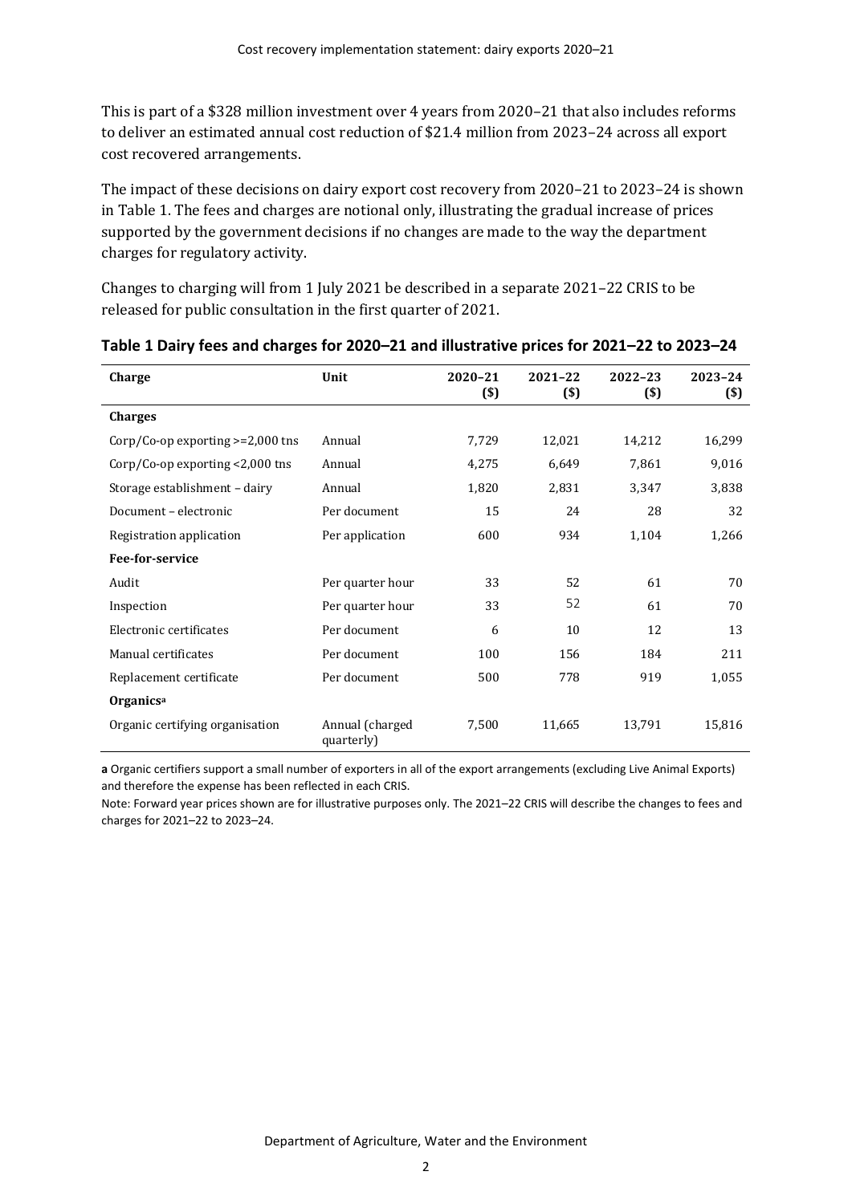This is part of a $328 million investment over 4 years from 2020–21 that also includes reforms to deliver an estimated annual cost reduction of $21.4 million from 2023–24 across all export cost recovered arrangements.

The impact of these decisions on dairy export cost recovery from 2020–21 to 2023–24 is shown in Table 1. The fees and charges are notional only, illustrating the gradual increase of prices supported by the government decisions if no changes are made to the way the department charges for regulatory activity.

Changes to charging will from 1 July 2021 be described in a separate 2021–22 CRIS to be released for public consultation in the first quarter of 2021.

**Table 1 Dairy fees and charges for 2020–21 and illustrative prices for 2021–22 to 2023–24**

| Charge | Unit | 2020–21 ($) | 2021–22 ($) | 2022–23 ($) | 2023–24 ($) |
|---|---|---|---|---|---|
| **Charges** | | | | | |
| Corp/Co-op exporting >=2,000 tns | Annual | 7,729 | 12,021 | 14,212 | 16,299 |
| Corp/Co-op exporting <2,000 tns | Annual | 4,275 | 6,649 | 7,861 | 9,016 |
| Storage establishment – dairy | Annual | 1,820 | 2,831 | 3,347 | 3,838 |
| Document – electronic | Per document | 15 | 24 | 28 | 32 |
| Registration application | Per application | 600 | 934 | 1,104 | 1,266 |
| **Fee-for-service** | | | | | |
| Audit | Per quarter hour | 33 | 52 | 61 | 70 |
| Inspection | Per quarter hour | 33 | 52 | 61 | 70 |
| Electronic certificates | Per document | 6 | 10 | 12 | 13 |
| Manual certificates | Per document | 100 | 156 | 184 | 211 |
| Replacement certificate | Per document | 500 | 778 | 919 | 1,055 |
| **Organics**[a] | | | | | |
| Organic certifying organisation | Annual (charged quarterly) | 7,500 | 11,665 | 13,791 | 15,816 |

**a** Organic certifiers support a small number of exporters in all of the export arrangements (excluding Live Animal Exports) and therefore the expense has been reflected in each CRIS.

Note: Forward year prices shown are for illustrative purposes only. The 2021–22 CRIS will describe the changes to fees and charges for 2021–22 to 2023–24.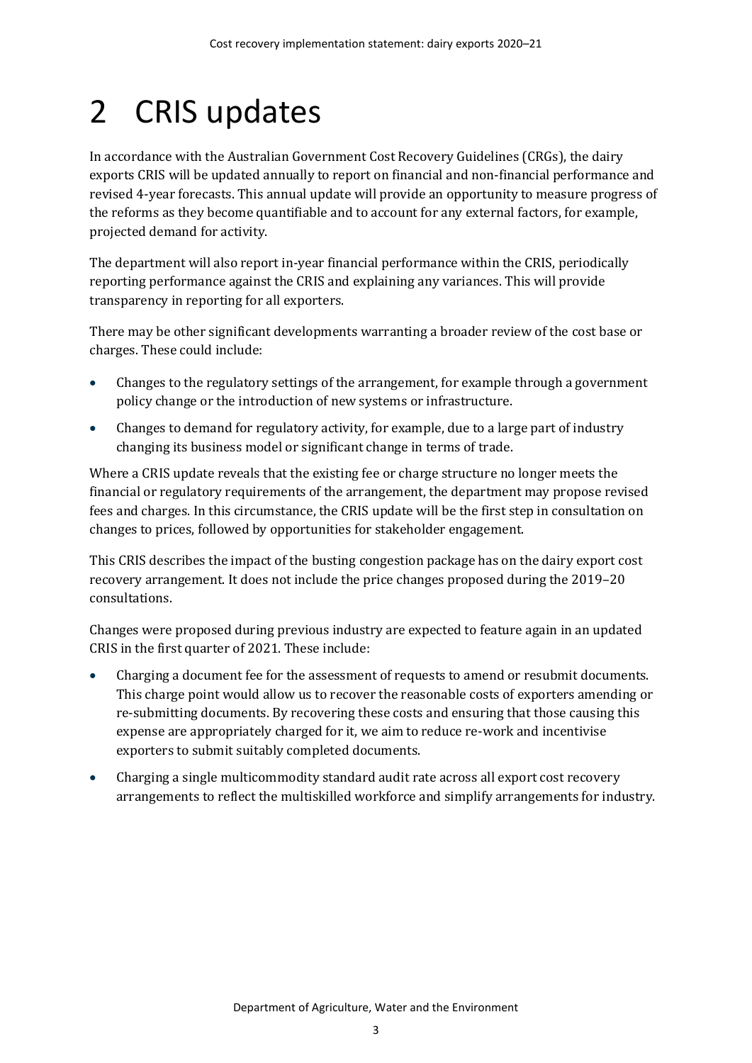# 2 CRIS updates

In accordance with the Australian Government Cost Recovery Guidelines (CRGs), the dairy exports CRIS will be updated annually to report on financial and non-financial performance and revised 4-year forecasts. This annual update will provide an opportunity to measure progress of the reforms as they become quantifiable and to account for any external factors, for example, projected demand for activity.

The department will also report in-year financial performance within the CRIS, periodically reporting performance against the CRIS and explaining any variances. This will provide transparency in reporting for all exporters.

There may be other significant developments warranting a broader review of the cost base or charges. These could include:

- Changes to the regulatory settings of the arrangement, for example through a government policy change or the introduction of new systems or infrastructure.
- Changes to demand for regulatory activity, for example, due to a large part of industry changing its business model or significant change in terms of trade.

Where a CRIS update reveals that the existing fee or charge structure no longer meets the financial or regulatory requirements of the arrangement, the department may propose revised fees and charges. In this circumstance, the CRIS update will be the first step in consultation on changes to prices, followed by opportunities for stakeholder engagement.

This CRIS describes the impact of the busting congestion package has on the dairy export cost recovery arrangement. It does not include the price changes proposed during the 2019–20 consultations.

Changes were proposed during previous industry are expected to feature again in an updated CRIS in the first quarter of 2021. These include:

- Charging a document fee for the assessment of requests to amend or resubmit documents. This charge point would allow us to recover the reasonable costs of exporters amending or re-submitting documents. By recovering these costs and ensuring that those causing this expense are appropriately charged for it, we aim to reduce re-work and incentivise exporters to submit suitably completed documents.
- Charging a single multicommodity standard audit rate across all export cost recovery arrangements to reflect the multiskilled workforce and simplify arrangements for industry.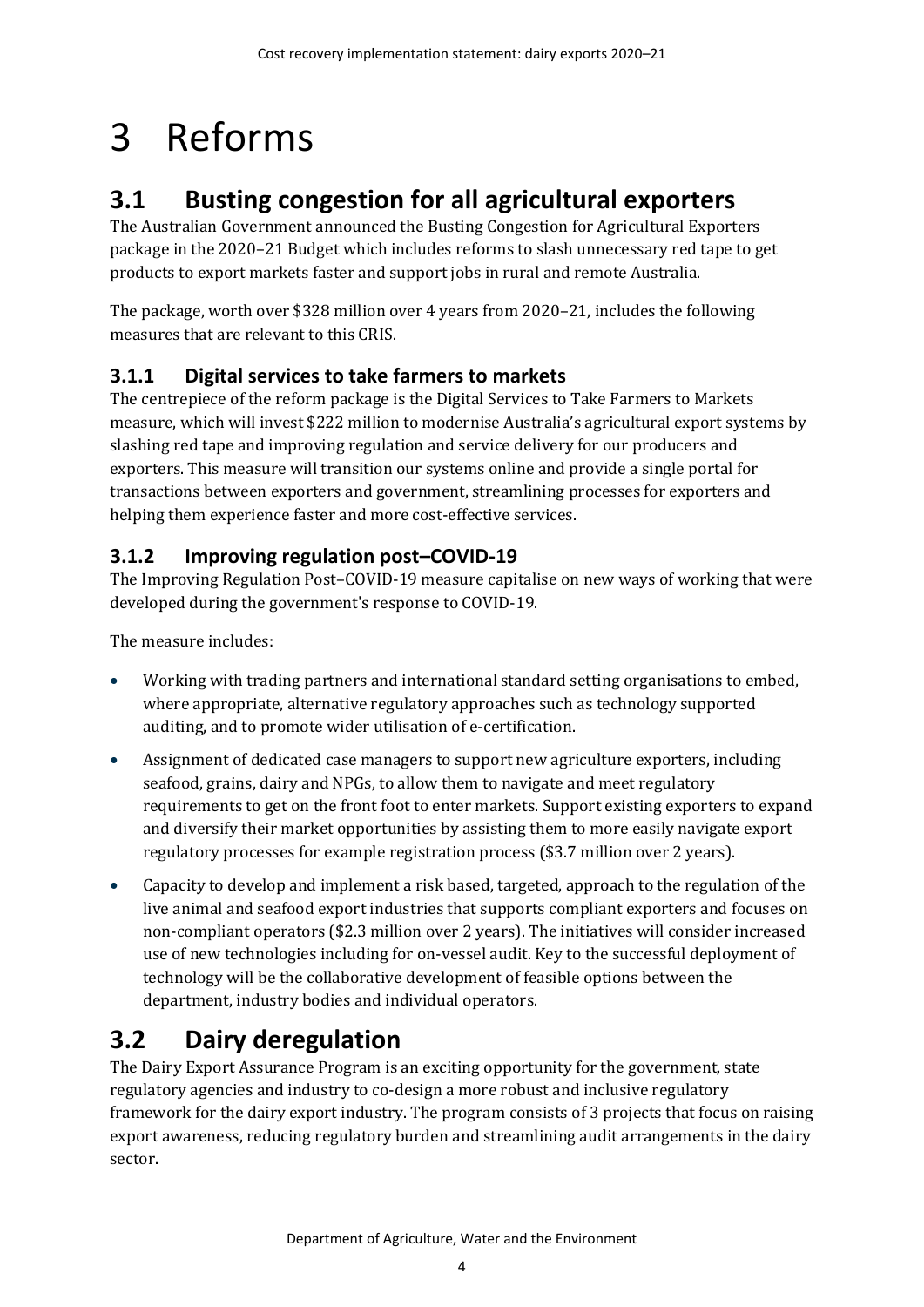# 3 Reforms

## 3.1 Busting congestion for all agricultural exporters

The Australian Government announced the Busting Congestion for Agricultural Exporters package in the 2020–21 Budget which includes reforms to slash unnecessary red tape to get products to export markets faster and support jobs in rural and remote Australia.

The package, worth over $328 million over 4 years from 2020–21, includes the following measures that are relevant to this CRIS.

### 3.1.1 Digital services to take farmers to markets

The centrepiece of the reform package is the Digital Services to Take Farmers to Markets measure, which will invest $222 million to modernise Australia's agricultural export systems by slashing red tape and improving regulation and service delivery for our producers and exporters. This measure will transition our systems online and provide a single portal for transactions between exporters and government, streamlining processes for exporters and helping them experience faster and more cost-effective services.

### 3.1.2 Improving regulation post–COVID-19

The Improving Regulation Post–COVID-19 measure capitalise on new ways of working that were developed during the government's response to COVID-19.

The measure includes:

- Working with trading partners and international standard setting organisations to embed, where appropriate, alternative regulatory approaches such as technology supported auditing, and to promote wider utilisation of e-certification.
- Assignment of dedicated case managers to support new agriculture exporters, including seafood, grains, dairy and NPGs, to allow them to navigate and meet regulatory requirements to get on the front foot to enter markets. Support existing exporters to expand and diversify their market opportunities by assisting them to more easily navigate export regulatory processes for example registration process ($3.7 million over 2 years).
- Capacity to develop and implement a risk based, targeted, approach to the regulation of the live animal and seafood export industries that supports compliant exporters and focuses on non-compliant operators ($2.3 million over 2 years). The initiatives will consider increased use of new technologies including for on-vessel audit. Key to the successful deployment of technology will be the collaborative development of feasible options between the department, industry bodies and individual operators.

## 3.2 Dairy deregulation

The Dairy Export Assurance Program is an exciting opportunity for the government, state regulatory agencies and industry to co-design a more robust and inclusive regulatory framework for the dairy export industry. The program consists of 3 projects that focus on raising export awareness, reducing regulatory burden and streamlining audit arrangements in the dairy sector.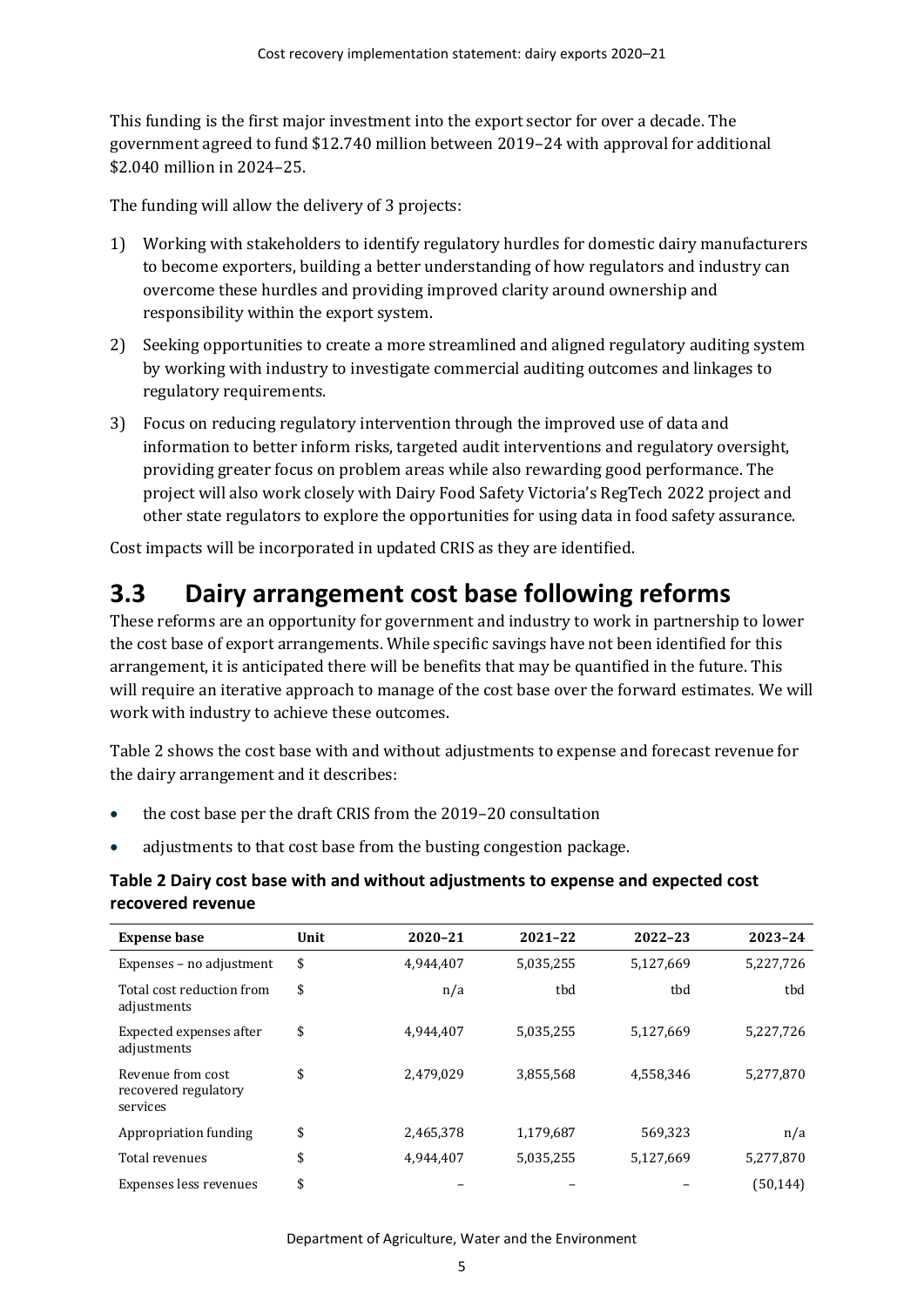This funding is the first major investment into the export sector for over a decade. The government agreed to fund $12.740 million between 2019–24 with approval for additional $2.040 million in 2024–25.

The funding will allow the delivery of 3 projects:

1) Working with stakeholders to identify regulatory hurdles for domestic dairy manufacturers to become exporters, building a better understanding of how regulators and industry can overcome these hurdles and providing improved clarity around ownership and responsibility within the export system.
2) Seeking opportunities to create a more streamlined and aligned regulatory auditing system by working with industry to investigate commercial auditing outcomes and linkages to regulatory requirements.
3) Focus on reducing regulatory intervention through the improved use of data and information to better inform risks, targeted audit interventions and regulatory oversight, providing greater focus on problem areas while also rewarding good performance. The project will also work closely with Dairy Food Safety Victoria's RegTech 2022 project and other state regulators to explore the opportunities for using data in food safety assurance.

Cost impacts will be incorporated in updated CRIS as they are identified.

## 3.3 Dairy arrangement cost base following reforms

These reforms are an opportunity for government and industry to work in partnership to lower the cost base of export arrangements. While specific savings have not been identified for this arrangement, it is anticipated there will be benefits that may be quantified in the future. This will require an iterative approach to manage of the cost base over the forward estimates. We will work with industry to achieve these outcomes.

Table 2 shows the cost base with and without adjustments to expense and forecast revenue for the dairy arrangement and it describes:

- the cost base per the draft CRIS from the 2019–20 consultation
- adjustments to that cost base from the busting congestion package.

**Table 2 Dairy cost base with and without adjustments to expense and expected cost recovered revenue**

| Expense base | Unit | 2020–21 | 2021–22 | 2022–23 | 2023–24 |
|---|---|---|---|---|---|
| Expenses – no adjustment | $ | 4,944,407 | 5,035,255 | 5,127,669 | 5,227,726 |
| Total cost reduction from adjustments | $ | n/a | tbd | tbd | tbd |
| Expected expenses after adjustments | $ | 4,944,407 | 5,035,255 | 5,127,669 | 5,227,726 |
| Revenue from cost recovered regulatory services | $ | 2,479,029 | 3,855,568 | 4,558,346 | 5,277,870 |
| Appropriation funding | $ | 2,465,378 | 1,179,687 | 569,323 | n/a |
| Total revenues | $ | 4,944,407 | 5,035,255 | 5,127,669 | 5,277,870 |
| Expenses less revenues | $ | – | – | – | (50,144) |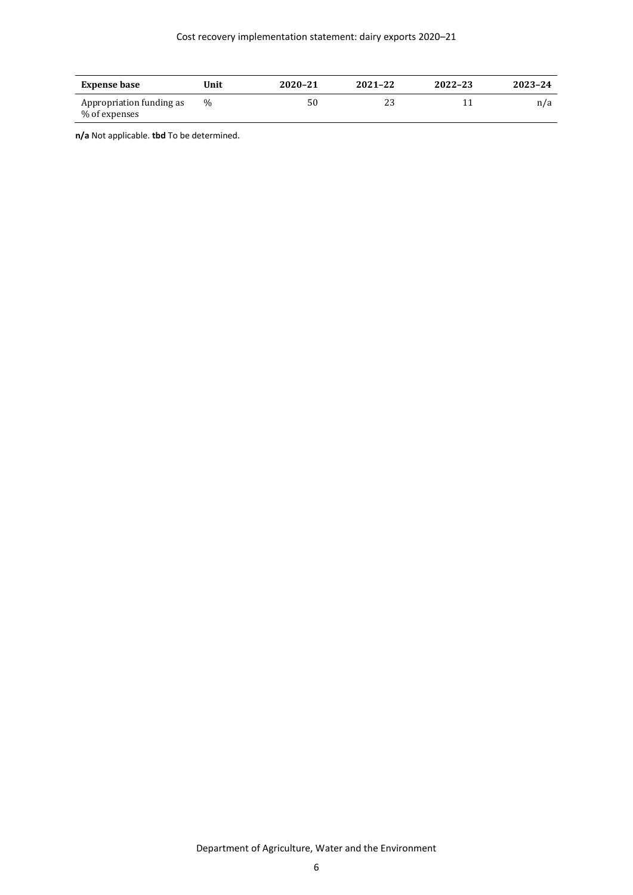| Expense base | Unit | 2020–21 | 2021–22 | 2022–23 | 2023–24 |
| --- | --- | --- | --- | --- | --- |
| Appropriation funding as % of expenses | % | 50 | 23 | 11 | n/a |

**n/a** Not applicable. **tbd** To be determined.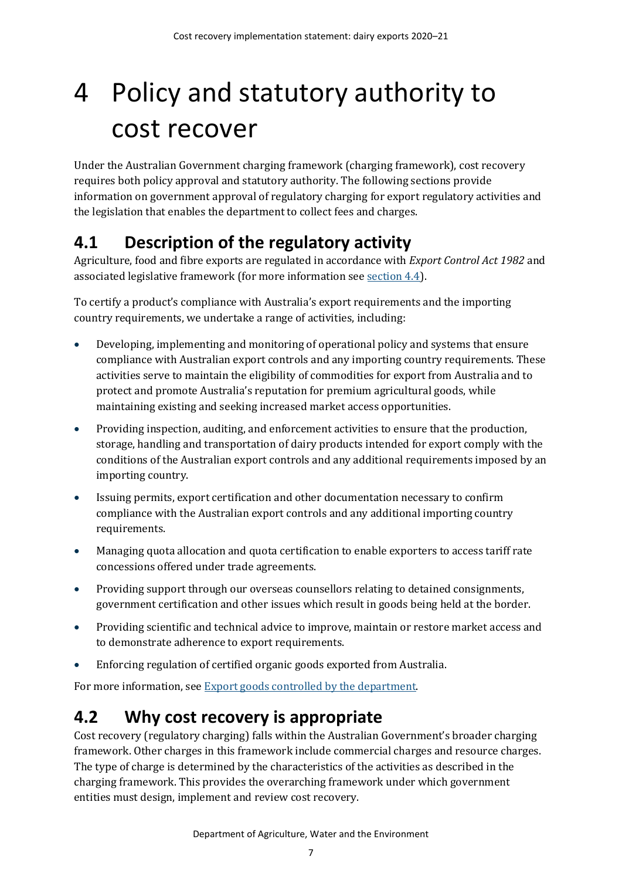# 4 Policy and statutory authority to cost recover

Under the Australian Government charging framework (charging framework), cost recovery requires both policy approval and statutory authority. The following sections provide information on government approval of regulatory charging for export regulatory activities and the legislation that enables the department to collect fees and charges.

## 4.1 Description of the regulatory activity

Agriculture, food and fibre exports are regulated in accordance with *Export Control Act 1982* and associated legislative framework (for more information see section 4.4).

To certify a product's compliance with Australia's export requirements and the importing country requirements, we undertake a range of activities, including:

- Developing, implementing and monitoring of operational policy and systems that ensure compliance with Australian export controls and any importing country requirements. These activities serve to maintain the eligibility of commodities for export from Australia and to protect and promote Australia's reputation for premium agricultural goods, while maintaining existing and seeking increased market access opportunities.
- Providing inspection, auditing, and enforcement activities to ensure that the production, storage, handling and transportation of dairy products intended for export comply with the conditions of the Australian export controls and any additional requirements imposed by an importing country.
- Issuing permits, export certification and other documentation necessary to confirm compliance with the Australian export controls and any additional importing country requirements.
- Managing quota allocation and quota certification to enable exporters to access tariff rate concessions offered under trade agreements.
- Providing support through our overseas counsellors relating to detained consignments, government certification and other issues which result in goods being held at the border.
- Providing scientific and technical advice to improve, maintain or restore market access and to demonstrate adherence to export requirements.
- Enforcing regulation of certified organic goods exported from Australia.

For more information, see Export goods controlled by the department.

## 4.2 Why cost recovery is appropriate

Cost recovery (regulatory charging) falls within the Australian Government's broader charging framework. Other charges in this framework include commercial charges and resource charges. The type of charge is determined by the characteristics of the activities as described in the charging framework. This provides the overarching framework under which government entities must design, implement and review cost recovery.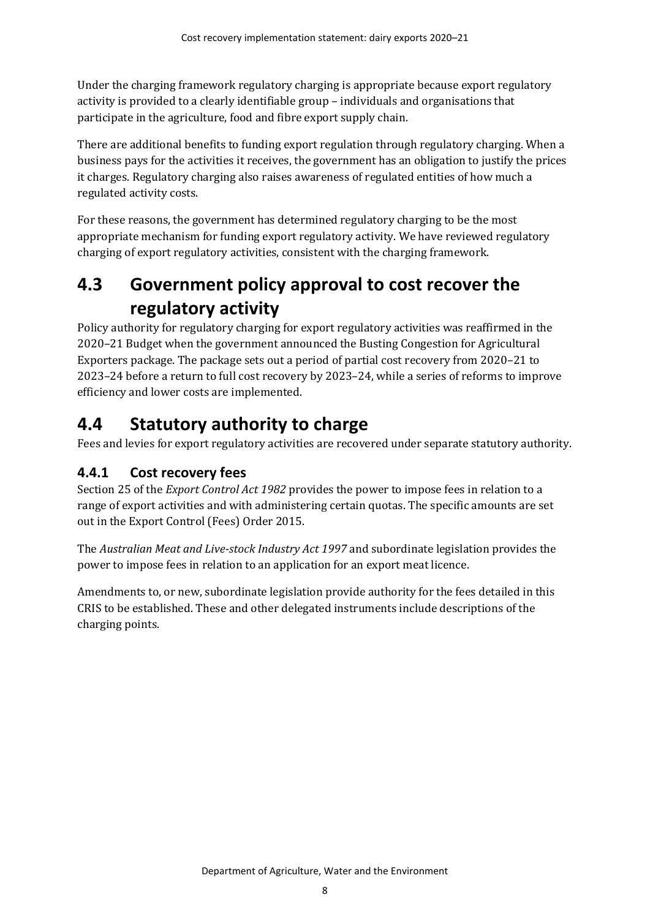Under the charging framework regulatory charging is appropriate because export regulatory activity is provided to a clearly identifiable group – individuals and organisations that participate in the agriculture, food and fibre export supply chain.

There are additional benefits to funding export regulation through regulatory charging. When a business pays for the activities it receives, the government has an obligation to justify the prices it charges. Regulatory charging also raises awareness of regulated entities of how much a regulated activity costs.

For these reasons, the government has determined regulatory charging to be the most appropriate mechanism for funding export regulatory activity. We have reviewed regulatory charging of export regulatory activities, consistent with the charging framework.

## 4.3 Government policy approval to cost recover the regulatory activity

Policy authority for regulatory charging for export regulatory activities was reaffirmed in the 2020–21 Budget when the government announced the Busting Congestion for Agricultural Exporters package. The package sets out a period of partial cost recovery from 2020–21 to 2023–24 before a return to full cost recovery by 2023–24, while a series of reforms to improve efficiency and lower costs are implemented.

## 4.4 Statutory authority to charge

Fees and levies for export regulatory activities are recovered under separate statutory authority.

### 4.4.1 Cost recovery fees

Section 25 of the *Export Control Act 1982* provides the power to impose fees in relation to a range of export activities and with administering certain quotas. The specific amounts are set out in the Export Control (Fees) Order 2015.

The *Australian Meat and Live-stock Industry Act 1997* and subordinate legislation provides the power to impose fees in relation to an application for an export meat licence.

Amendments to, or new, subordinate legislation provide authority for the fees detailed in this CRIS to be established. These and other delegated instruments include descriptions of the charging points.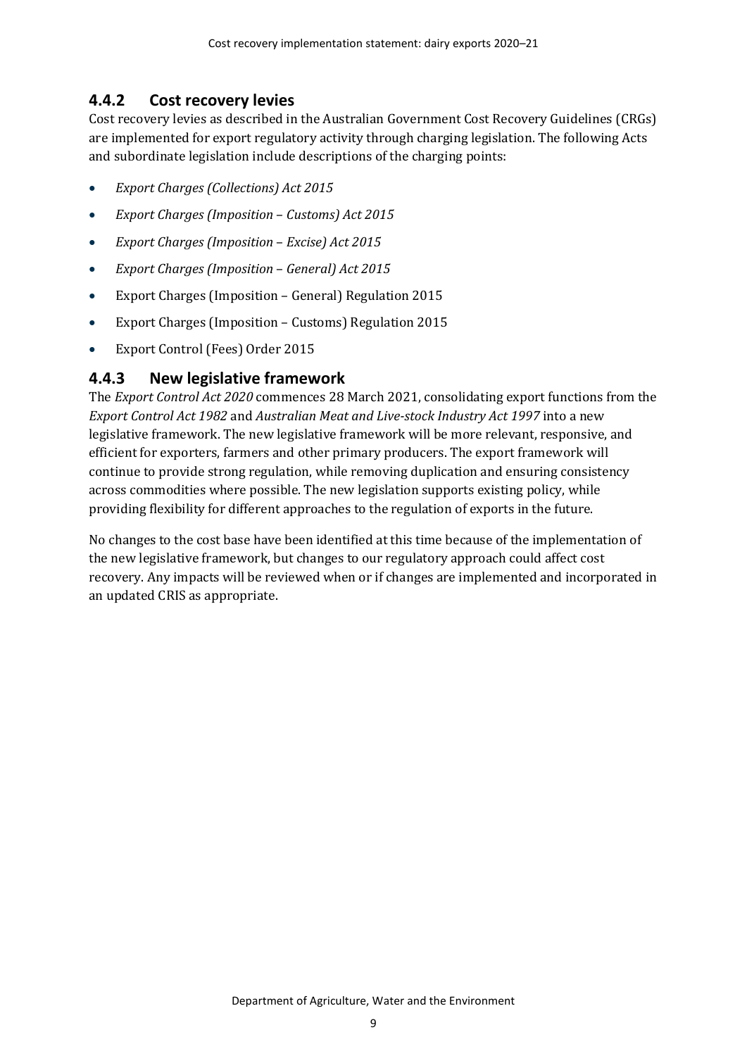### 4.4.2 Cost recovery levies

Cost recovery levies as described in the Australian Government Cost Recovery Guidelines (CRGs) are implemented for export regulatory activity through charging legislation. The following Acts and subordinate legislation include descriptions of the charging points:

- *Export Charges (Collections) Act 2015*
- *Export Charges (Imposition – Customs) Act 2015*
- *Export Charges (Imposition – Excise) Act 2015*
- *Export Charges (Imposition – General) Act 2015*
- Export Charges (Imposition – General) Regulation 2015
- Export Charges (Imposition – Customs) Regulation 2015
- Export Control (Fees) Order 2015

### 4.4.3 New legislative framework

The *Export Control Act 2020* commences 28 March 2021, consolidating export functions from the *Export Control Act 1982* and *Australian Meat and Live-stock Industry Act 1997* into a new legislative framework. The new legislative framework will be more relevant, responsive, and efficient for exporters, farmers and other primary producers. The export framework will continue to provide strong regulation, while removing duplication and ensuring consistency across commodities where possible. The new legislation supports existing policy, while providing flexibility for different approaches to the regulation of exports in the future.

No changes to the cost base have been identified at this time because of the implementation of the new legislative framework, but changes to our regulatory approach could affect cost recovery. Any impacts will be reviewed when or if changes are implemented and incorporated in an updated CRIS as appropriate.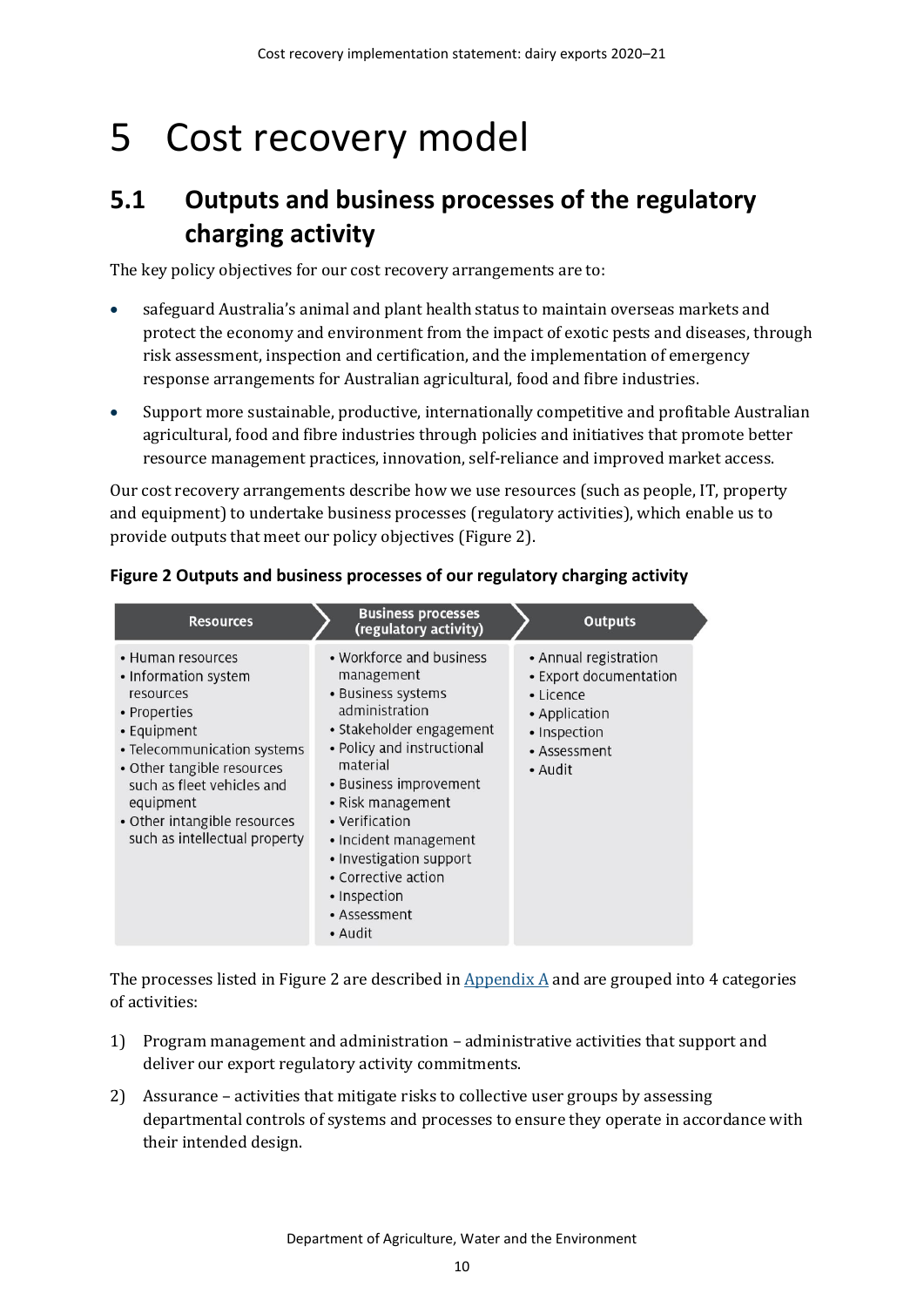# 5 Cost recovery model

## 5.1 Outputs and business processes of the regulatory charging activity

The key policy objectives for our cost recovery arrangements are to:

- safeguard Australia's animal and plant health status to maintain overseas markets and protect the economy and environment from the impact of exotic pests and diseases, through risk assessment, inspection and certification, and the implementation of emergency response arrangements for Australian agricultural, food and fibre industries.
- Support more sustainable, productive, internationally competitive and profitable Australian agricultural, food and fibre industries through policies and initiatives that promote better resource management practices, innovation, self-reliance and improved market access.

Our cost recovery arrangements describe how we use resources (such as people, IT, property and equipment) to undertake business processes (regulatory activities), which enable us to provide outputs that meet our policy objectives (Figure 2).

**Figure 2 Outputs and business processes of our regulatory charging activity**

| Resources | Business processes (regulatory activity) | Outputs |
| --- | --- | --- |
| • Human resources<br>• Information system resources<br>• Properties<br>• Equipment<br>• Telecommunication systems<br>• Other tangible resources such as fleet vehicles and equipment<br>• Other intangible resources such as intellectual property | • Workforce and business management<br>• Business systems administration<br>• Stakeholder engagement<br>• Policy and instructional material<br>• Business improvement<br>• Risk management<br>• Verification<br>• Incident management<br>• Investigation support<br>• Corrective action<br>• Inspection<br>• Assessment<br>• Audit | • Annual registration<br>• Export documentation<br>• Licence<br>• Application<br>• Inspection<br>• Assessment<br>• Audit |

The processes listed in Figure 2 are described in [Appendix A](#) and are grouped into 4 categories of activities:

1) Program management and administration – administrative activities that support and deliver our export regulatory activity commitments.
2) Assurance – activities that mitigate risks to collective user groups by assessing departmental controls of systems and processes to ensure they operate in accordance with their intended design.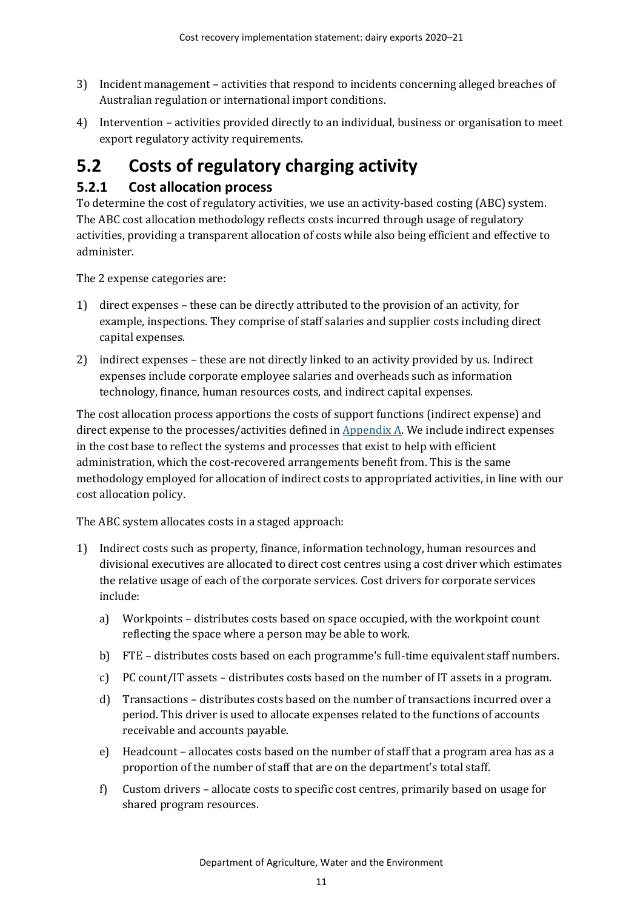3) Incident management – activities that respond to incidents concerning alleged breaches of Australian regulation or international import conditions.
4) Intervention – activities provided directly to an individual, business or organisation to meet export regulatory activity requirements.

## 5.2 Costs of regulatory charging activity

### 5.2.1 Cost allocation process

To determine the cost of regulatory activities, we use an activity-based costing (ABC) system. The ABC cost allocation methodology reflects costs incurred through usage of regulatory activities, providing a transparent allocation of costs while also being efficient and effective to administer.

The 2 expense categories are:

1) direct expenses – these can be directly attributed to the provision of an activity, for example, inspections. They comprise of staff salaries and supplier costs including direct capital expenses.
2) indirect expenses – these are not directly linked to an activity provided by us. Indirect expenses include corporate employee salaries and overheads such as information technology, finance, human resources costs, and indirect capital expenses.

The cost allocation process apportions the costs of support functions (indirect expense) and direct expense to the processes/activities defined in Appendix A. We include indirect expenses in the cost base to reflect the systems and processes that exist to help with efficient administration, which the cost-recovered arrangements benefit from. This is the same methodology employed for allocation of indirect costs to appropriated activities, in line with our cost allocation policy.

The ABC system allocates costs in a staged approach:

1) Indirect costs such as property, finance, information technology, human resources and divisional executives are allocated to direct cost centres using a cost driver which estimates the relative usage of each of the corporate services. Cost drivers for corporate services include:
    a) Workpoints – distributes costs based on space occupied, with the workpoint count reflecting the space where a person may be able to work.
    b) FTE – distributes costs based on each programme's full-time equivalent staff numbers.
    c) PC count/IT assets – distributes costs based on the number of IT assets in a program.
    d) Transactions – distributes costs based on the number of transactions incurred over a period. This driver is used to allocate expenses related to the functions of accounts receivable and accounts payable.
    e) Headcount – allocates costs based on the number of staff that a program area has as a proportion of the number of staff that are on the department's total staff.
    f) Custom drivers – allocate costs to specific cost centres, primarily based on usage for shared program resources.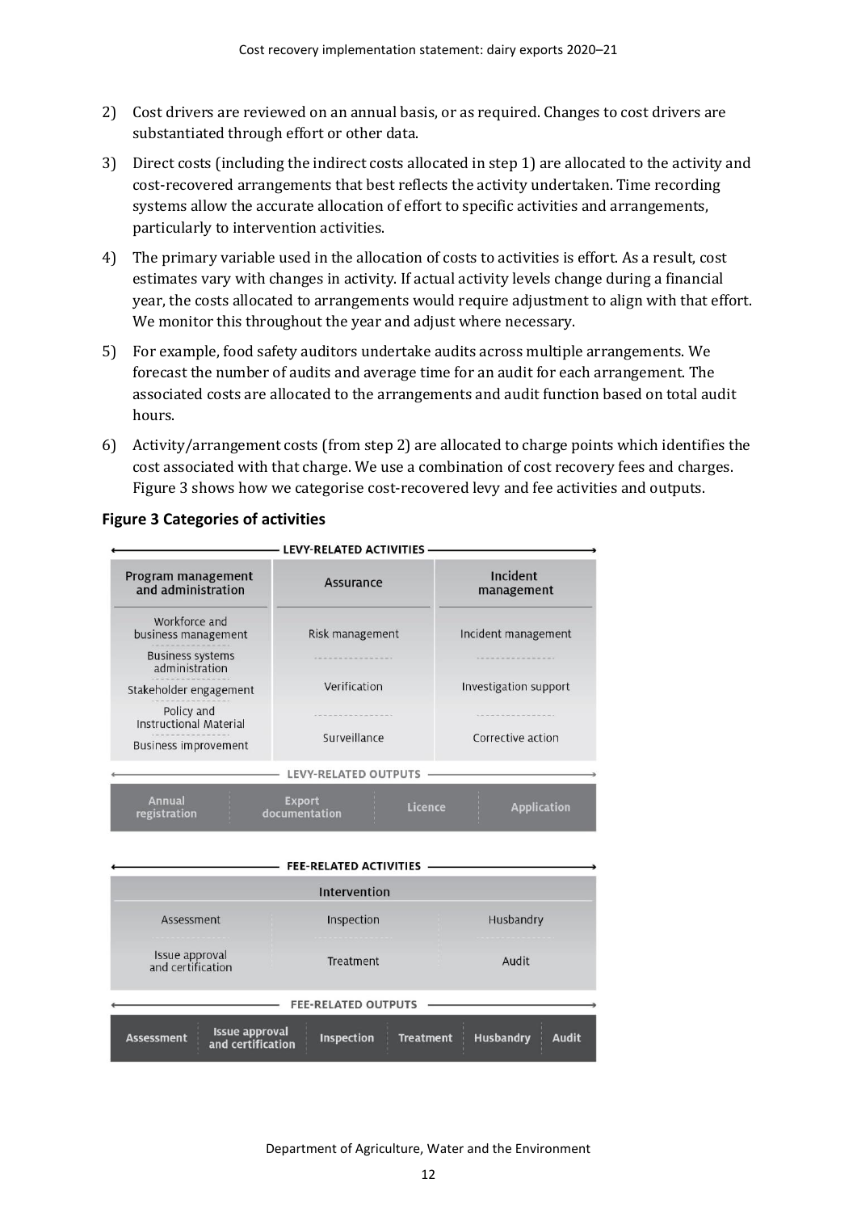2) Cost drivers are reviewed on an annual basis, or as required. Changes to cost drivers are substantiated through effort or other data.
3) Direct costs (including the indirect costs allocated in step 1) are allocated to the activity and cost-recovered arrangements that best reflects the activity undertaken. Time recording systems allow the accurate allocation of effort to specific activities and arrangements, particularly to intervention activities.
4) The primary variable used in the allocation of costs to activities is effort. As a result, cost estimates vary with changes in activity. If actual activity levels change during a financial year, the costs allocated to arrangements would require adjustment to align with that effort. We monitor this throughout the year and adjust where necessary.
5) For example, food safety auditors undertake audits across multiple arrangements. We forecast the number of audits and average time for an audit for each arrangement. The associated costs are allocated to the arrangements and audit function based on total audit hours.
6) Activity/arrangement costs (from step 2) are allocated to charge points which identifies the cost associated with that charge. We use a combination of cost recovery fees and charges. Figure 3 shows how we categorise cost-recovered levy and fee activities and outputs.

**Figure 3 Categories of activities**

LEVY-RELATED ACTIVITIES

| Program management and administration | Assurance | Incident management |
|---|---|---|
| Workforce and business management | Risk management | Incident management |
| Business systems administration | Verification | Investigation support |
| Stakeholder engagement | Surveillance | Corrective action |
| Policy and Instructional Material | | |
| Business improvement | | |

LEVY-RELATED OUTPUTS

| Annual registration | Export documentation | Licence | Application |
|---|---|---|---|

FEE-RELATED ACTIVITIES

| Intervention | | |
|---|---|---|
| Assessment | Inspection | Husbandry |
| Issue approval and certification | Treatment | Audit |

FEE-RELATED OUTPUTS

| Assessment | Issue approval and certification | Inspection | Treatment | Husbandry | Audit |
|---|---|---|---|---|---|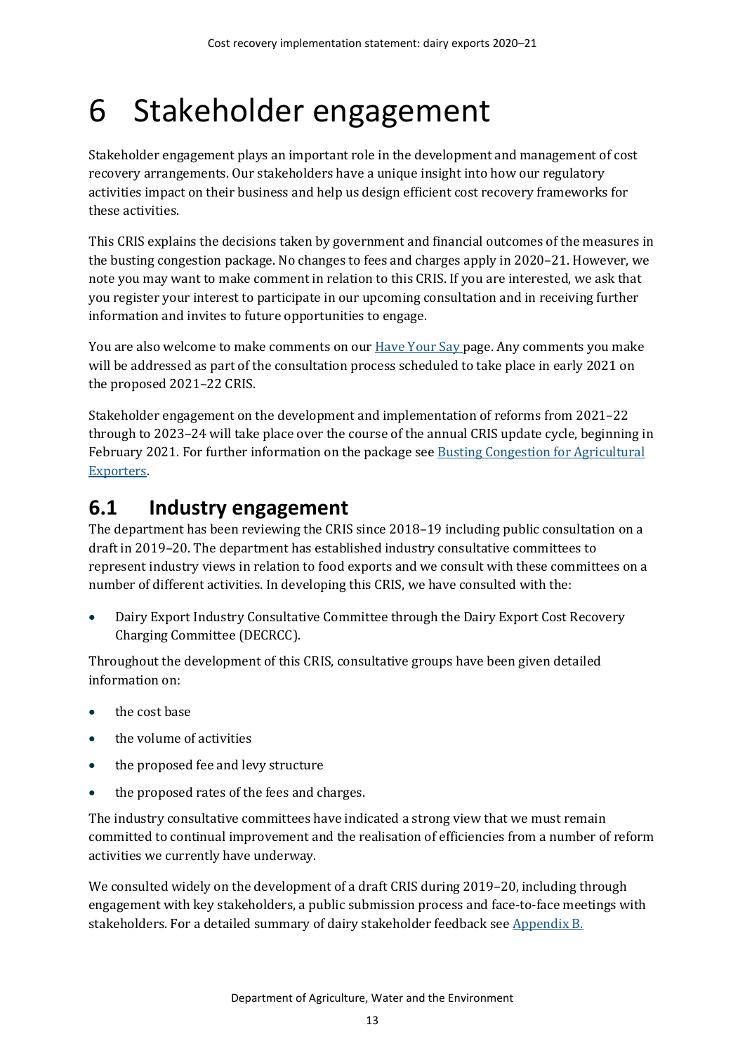# 6 Stakeholder engagement

Stakeholder engagement plays an important role in the development and management of cost recovery arrangements. Our stakeholders have a unique insight into how our regulatory activities impact on their business and help us design efficient cost recovery frameworks for these activities.

This CRIS explains the decisions taken by government and financial outcomes of the measures in the busting congestion package. No changes to fees and charges apply in 2020–21. However, we note you may want to make comment in relation to this CRIS. If you are interested, we ask that you register your interest to participate in our upcoming consultation and in receiving further information and invites to future opportunities to engage.

You are also welcome to make comments on our Have Your Say page. Any comments you make will be addressed as part of the consultation process scheduled to take place in early 2021 on the proposed 2021–22 CRIS.

Stakeholder engagement on the development and implementation of reforms from 2021–22 through to 2023–24 will take place over the course of the annual CRIS update cycle, beginning in February 2021. For further information on the package see Busting Congestion for Agricultural Exporters.

## 6.1 Industry engagement

The department has been reviewing the CRIS since 2018–19 including public consultation on a draft in 2019–20. The department has established industry consultative committees to represent industry views in relation to food exports and we consult with these committees on a number of different activities. In developing this CRIS, we have consulted with the:

- Dairy Export Industry Consultative Committee through the Dairy Export Cost Recovery Charging Committee (DECRCC).

Throughout the development of this CRIS, consultative groups have been given detailed information on:

- the cost base
- the volume of activities
- the proposed fee and levy structure
- the proposed rates of the fees and charges.

The industry consultative committees have indicated a strong view that we must remain committed to continual improvement and the realisation of efficiencies from a number of reform activities we currently have underway.

We consulted widely on the development of a draft CRIS during 2019–20, including through engagement with key stakeholders, a public submission process and face-to-face meetings with stakeholders. For a detailed summary of dairy stakeholder feedback see Appendix B.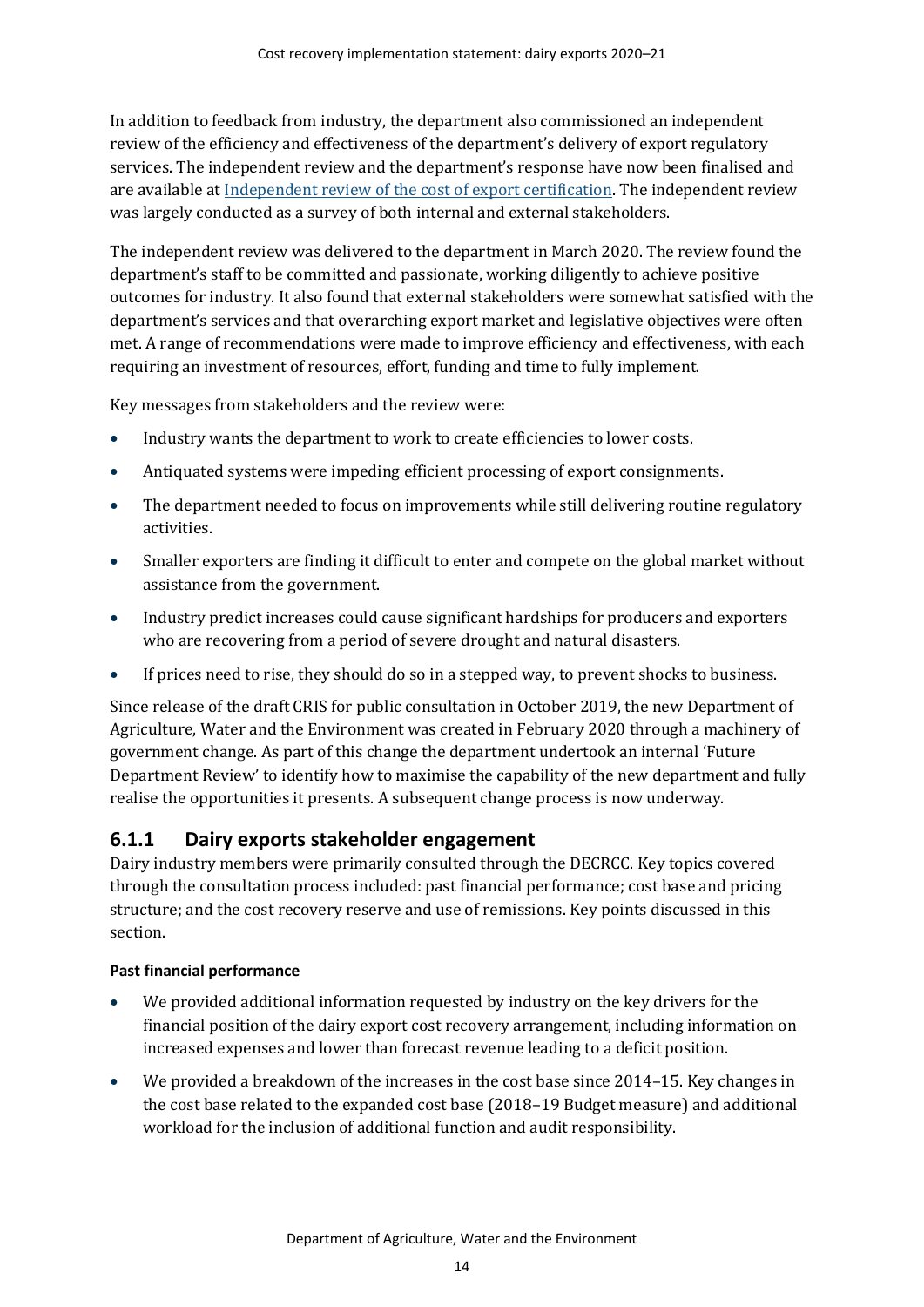In addition to feedback from industry, the department also commissioned an independent review of the efficiency and effectiveness of the department's delivery of export regulatory services. The independent review and the department's response have now been finalised and are available at [Independent review of the cost of export certification](). The independent review was largely conducted as a survey of both internal and external stakeholders.

The independent review was delivered to the department in March 2020. The review found the department's staff to be committed and passionate, working diligently to achieve positive outcomes for industry. It also found that external stakeholders were somewhat satisfied with the department's services and that overarching export market and legislative objectives were often met. A range of recommendations were made to improve efficiency and effectiveness, with each requiring an investment of resources, effort, funding and time to fully implement.

Key messages from stakeholders and the review were:

- Industry wants the department to work to create efficiencies to lower costs.
- Antiquated systems were impeding efficient processing of export consignments.
- The department needed to focus on improvements while still delivering routine regulatory activities.
- Smaller exporters are finding it difficult to enter and compete on the global market without assistance from the government.
- Industry predict increases could cause significant hardships for producers and exporters who are recovering from a period of severe drought and natural disasters.
- If prices need to rise, they should do so in a stepped way, to prevent shocks to business.

Since release of the draft CRIS for public consultation in October 2019, the new Department of Agriculture, Water and the Environment was created in February 2020 through a machinery of government change. As part of this change the department undertook an internal 'Future Department Review' to identify how to maximise the capability of the new department and fully realise the opportunities it presents. A subsequent change process is now underway.

### 6.1.1 Dairy exports stakeholder engagement

Dairy industry members were primarily consulted through the DECRCC. Key topics covered through the consultation process included: past financial performance; cost base and pricing structure; and the cost recovery reserve and use of remissions. Key points discussed in this section.

#### Past financial performance

- We provided additional information requested by industry on the key drivers for the financial position of the dairy export cost recovery arrangement, including information on increased expenses and lower than forecast revenue leading to a deficit position.
- We provided a breakdown of the increases in the cost base since 2014–15. Key changes in the cost base related to the expanded cost base (2018–19 Budget measure) and additional workload for the inclusion of additional function and audit responsibility.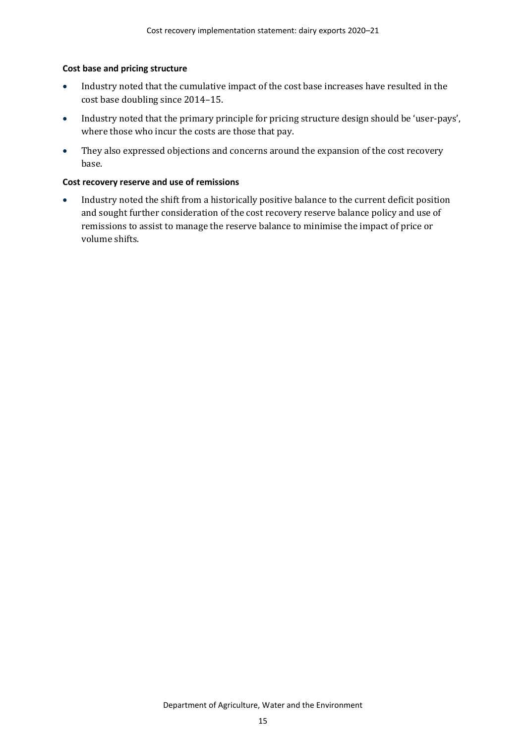**Cost base and pricing structure**

- Industry noted that the cumulative impact of the cost base increases have resulted in the cost base doubling since 2014–15.
- Industry noted that the primary principle for pricing structure design should be 'user-pays', where those who incur the costs are those that pay.
- They also expressed objections and concerns around the expansion of the cost recovery base.

**Cost recovery reserve and use of remissions**

- Industry noted the shift from a historically positive balance to the current deficit position and sought further consideration of the cost recovery reserve balance policy and use of remissions to assist to manage the reserve balance to minimise the impact of price or volume shifts.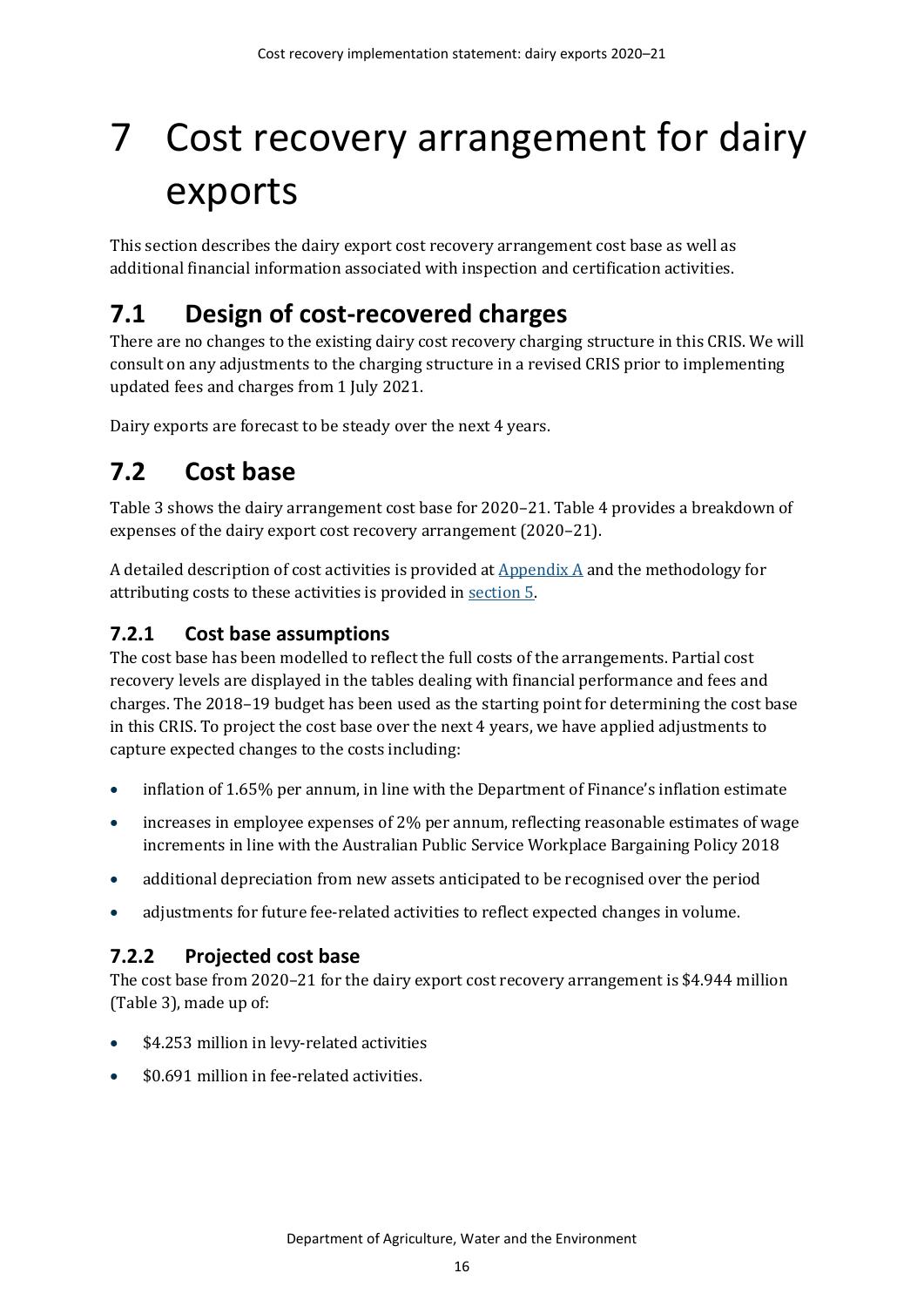# 7 Cost recovery arrangement for dairy exports

This section describes the dairy export cost recovery arrangement cost base as well as additional financial information associated with inspection and certification activities.

## 7.1 Design of cost-recovered charges

There are no changes to the existing dairy cost recovery charging structure in this CRIS. We will consult on any adjustments to the charging structure in a revised CRIS prior to implementing updated fees and charges from 1 July 2021.

Dairy exports are forecast to be steady over the next 4 years.

## 7.2 Cost base

Table 3 shows the dairy arrangement cost base for 2020–21. Table 4 provides a breakdown of expenses of the dairy export cost recovery arrangement (2020–21).

A detailed description of cost activities is provided at Appendix A and the methodology for attributing costs to these activities is provided in section 5.

### 7.2.1 Cost base assumptions

The cost base has been modelled to reflect the full costs of the arrangements. Partial cost recovery levels are displayed in the tables dealing with financial performance and fees and charges. The 2018–19 budget has been used as the starting point for determining the cost base in this CRIS. To project the cost base over the next 4 years, we have applied adjustments to capture expected changes to the costs including:

- inflation of 1.65% per annum, in line with the Department of Finance's inflation estimate
- increases in employee expenses of 2% per annum, reflecting reasonable estimates of wage increments in line with the Australian Public Service Workplace Bargaining Policy 2018
- additional depreciation from new assets anticipated to be recognised over the period
- adjustments for future fee-related activities to reflect expected changes in volume.

### 7.2.2 Projected cost base

The cost base from 2020–21 for the dairy export cost recovery arrangement is $4.944 million (Table 3), made up of:

- $4.253 million in levy-related activities
- $0.691 million in fee-related activities.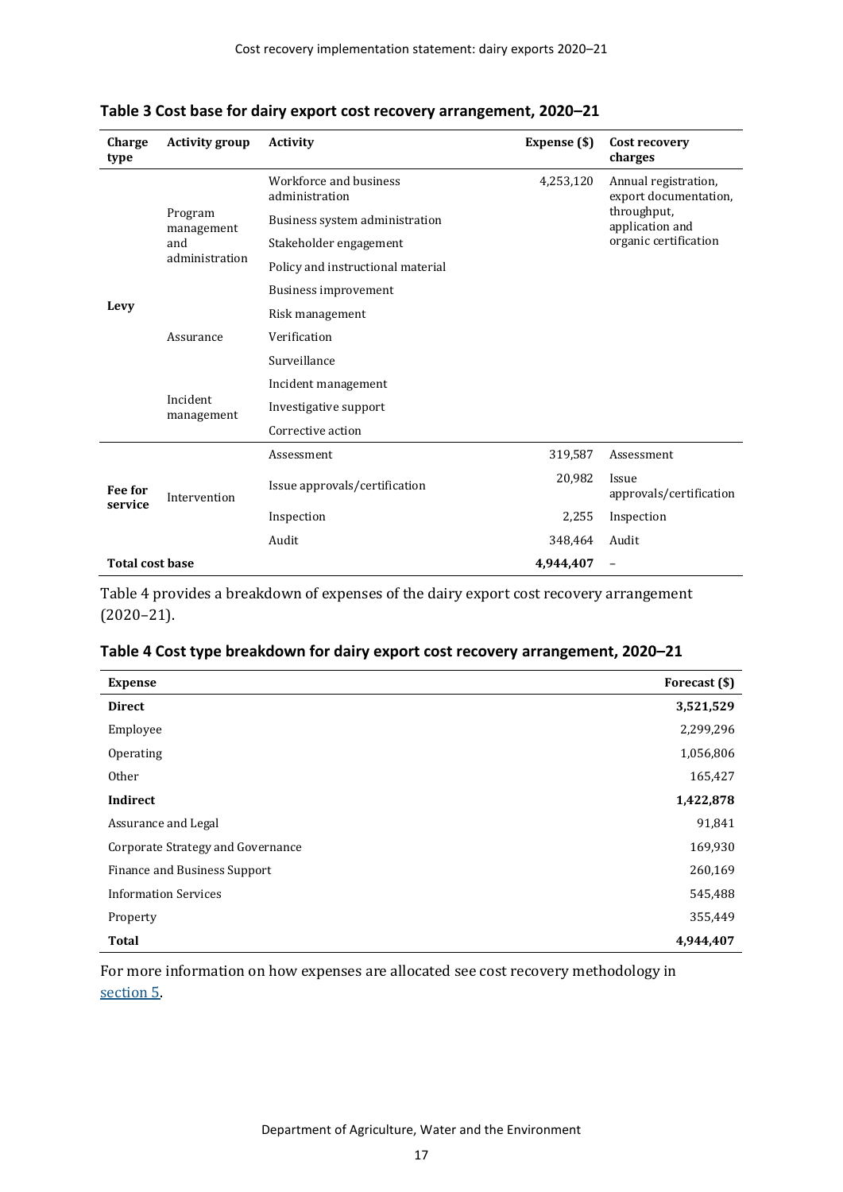**Table 3 Cost base for dairy export cost recovery arrangement, 2020–21**

| Charge type | Activity group | Activity | Expense ($) | Cost recovery charges |
|---|---|---|---|---|
| Levy | Program management and administration | Workforce and business administration | 4,253,120 | Annual registration, export documentation, throughput, application and organic certification |
| | | Business system administration | | |
| | | Stakeholder engagement | | |
| | | Policy and instructional material | | |
| | | Business improvement | | |
| | Assurance | Risk management | | |
| | | Verification | | |
| | | Surveillance | | |
| | Incident management | Incident management | | |
| | | Investigative support | | |
| | | Corrective action | | |
| Fee for service | Intervention | Assessment | 319,587 | Assessment |
| | | Issue approvals/certification | 20,982 | Issue approvals/certification |
| | | Inspection | 2,255 | Inspection |
| | | Audit | 348,464 | Audit |
| **Total cost base** | | | **4,944,407** | – |

Table 4 provides a breakdown of expenses of the dairy export cost recovery arrangement (2020–21).

**Table 4 Cost type breakdown for dairy export cost recovery arrangement, 2020–21**

| Expense | Forecast ($) |
|---|---|
| **Direct** | **3,521,529** |
| Employee | 2,299,296 |
| Operating | 1,056,806 |
| Other | 165,427 |
| **Indirect** | **1,422,878** |
| Assurance and Legal | 91,841 |
| Corporate Strategy and Governance | 169,930 |
| Finance and Business Support | 260,169 |
| Information Services | 545,488 |
| Property | 355,449 |
| **Total** | **4,944,407** |

For more information on how expenses are allocated see cost recovery methodology in section 5.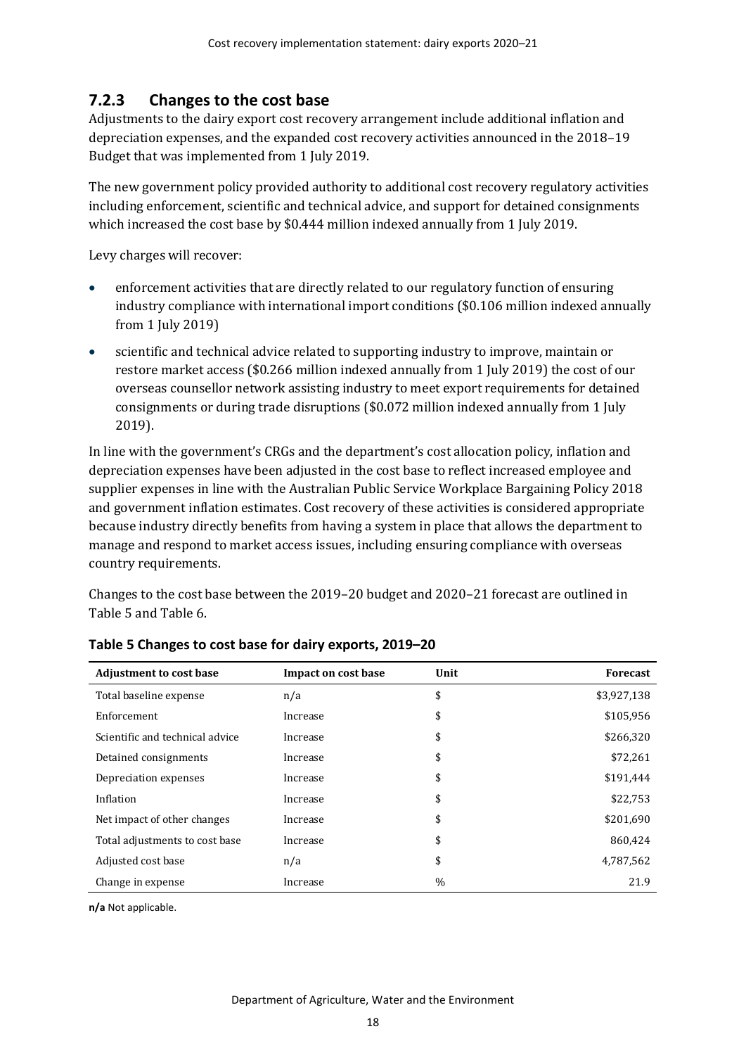### 7.2.3 Changes to the cost base

Adjustments to the dairy export cost recovery arrangement include additional inflation and depreciation expenses, and the expanded cost recovery activities announced in the 2018–19 Budget that was implemented from 1 July 2019.

The new government policy provided authority to additional cost recovery regulatory activities including enforcement, scientific and technical advice, and support for detained consignments which increased the cost base by $0.444 million indexed annually from 1 July 2019.

Levy charges will recover:

- enforcement activities that are directly related to our regulatory function of ensuring industry compliance with international import conditions ($0.106 million indexed annually from 1 July 2019)
- scientific and technical advice related to supporting industry to improve, maintain or restore market access ($0.266 million indexed annually from 1 July 2019) the cost of our overseas counsellor network assisting industry to meet export requirements for detained consignments or during trade disruptions ($0.072 million indexed annually from 1 July 2019).

In line with the government's CRGs and the department's cost allocation policy, inflation and depreciation expenses have been adjusted in the cost base to reflect increased employee and supplier expenses in line with the Australian Public Service Workplace Bargaining Policy 2018 and government inflation estimates. Cost recovery of these activities is considered appropriate because industry directly benefits from having a system in place that allows the department to manage and respond to market access issues, including ensuring compliance with overseas country requirements.

Changes to the cost base between the 2019–20 budget and 2020–21 forecast are outlined in Table 5 and Table 6.

**Table 5 Changes to cost base for dairy exports, 2019–20**

| Adjustment to cost base | Impact on cost base | Unit | Forecast |
|---|---|---|---|
| Total baseline expense | n/a | $ | $3,927,138 |
| Enforcement | Increase | $ | $105,956 |
| Scientific and technical advice | Increase | $ | $266,320 |
| Detained consignments | Increase | $ | $72,261 |
| Depreciation expenses | Increase | $ | $191,444 |
| Inflation | Increase | $ | $22,753 |
| Net impact of other changes | Increase | $ | $201,690 |
| Total adjustments to cost base | Increase | $ | 860,424 |
| Adjusted cost base | n/a | $ | 4,787,562 |
| Change in expense | Increase | % | 21.9 |

**n/a** Not applicable.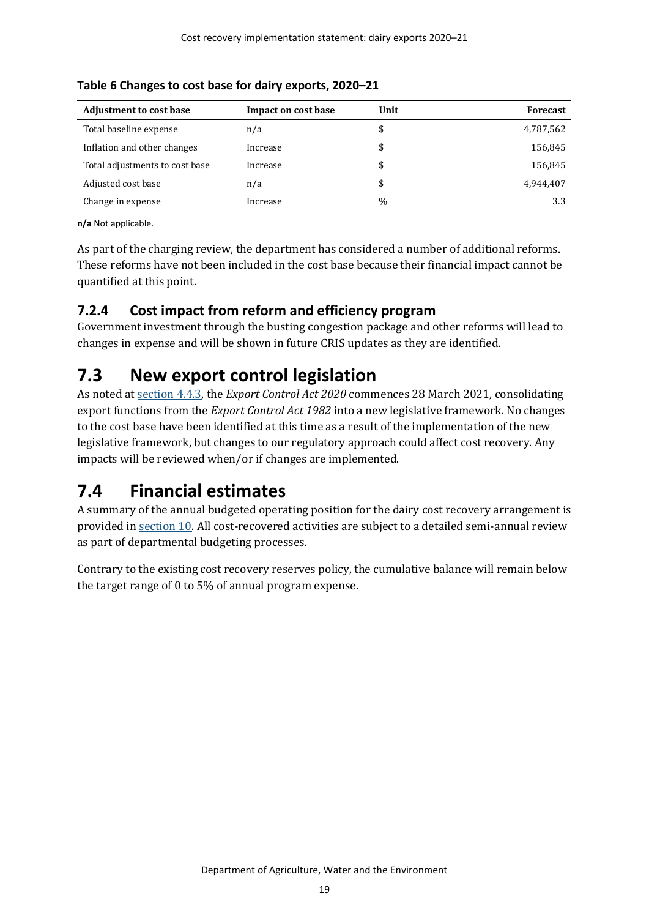**Table 6 Changes to cost base for dairy exports, 2020–21**

| Adjustment to cost base | Impact on cost base | Unit | Forecast |
| --- | --- | --- | --- |
| Total baseline expense | n/a | $ | 4,787,562 |
| Inflation and other changes | Increase | $ | 156,845 |
| Total adjustments to cost base | Increase | $ | 156,845 |
| Adjusted cost base | n/a | $ | 4,944,407 |
| Change in expense | Increase | % | 3.3 |

**n/a** Not applicable.

As part of the charging review, the department has considered a number of additional reforms. These reforms have not been included in the cost base because their financial impact cannot be quantified at this point.

### 7.2.4 Cost impact from reform and efficiency program

Government investment through the busting congestion package and other reforms will lead to changes in expense and will be shown in future CRIS updates as they are identified.

## 7.3 New export control legislation

As noted at section 4.4.3, the *Export Control Act 2020* commences 28 March 2021, consolidating export functions from the *Export Control Act 1982* into a new legislative framework. No changes to the cost base have been identified at this time as a result of the implementation of the new legislative framework, but changes to our regulatory approach could affect cost recovery. Any impacts will be reviewed when/or if changes are implemented.

## 7.4 Financial estimates

A summary of the annual budgeted operating position for the dairy cost recovery arrangement is provided in section 10. All cost-recovered activities are subject to a detailed semi-annual review as part of departmental budgeting processes.

Contrary to the existing cost recovery reserves policy, the cumulative balance will remain below the target range of 0 to 5% of annual program expense.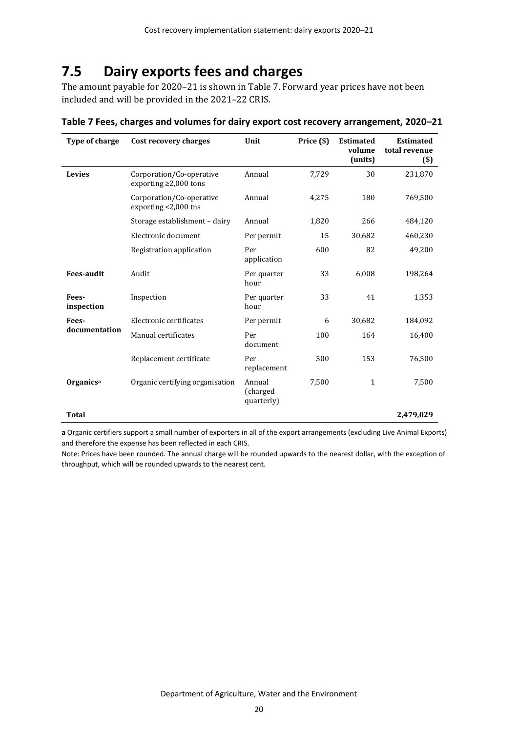## 7.5 Dairy exports fees and charges

The amount payable for 2020–21 is shown in Table 7. Forward year prices have not been included and will be provided in the 2021–22 CRIS.

**Table 7 Fees, charges and volumes for dairy export cost recovery arrangement, 2020–21**

| Type of charge | Cost recovery charges | Unit | Price ($) | Estimated volume (units) | Estimated total revenue ($) |
|---|---|---|---|---|---|
| **Levies** | Corporation/Co-operative exporting ≥2,000 tons | Annual | 7,729 | 30 | 231,870 |
| | Corporation/Co-operative exporting <2,000 tns | Annual | 4,275 | 180 | 769,500 |
| | Storage establishment – dairy | Annual | 1,820 | 266 | 484,120 |
| | Electronic document | Per permit | 15 | 30,682 | 460,230 |
| | Registration application | Per application | 600 | 82 | 49,200 |
| **Fees-audit** | Audit | Per quarter hour | 33 | 6,008 | 198,264 |
| **Fees-inspection** | Inspection | Per quarter hour | 33 | 41 | 1,353 |
| **Fees-documentation** | Electronic certificates | Per permit | 6 | 30,682 | 184,092 |
| | Manual certificates | Per document | 100 | 164 | 16,400 |
| | Replacement certificate | Per replacement | 500 | 153 | 76,500 |
| **Organics**[a] | Organic certifying organisation | Annual (charged quarterly) | 7,500 | 1 | 7,500 |
| **Total** | | | | | **2,479,029** |

**a** Organic certifiers support a small number of exporters in all of the export arrangements (excluding Live Animal Exports) and therefore the expense has been reflected in each CRIS.

Note: Prices have been rounded. The annual charge will be rounded upwards to the nearest dollar, with the exception of throughput, which will be rounded upwards to the nearest cent.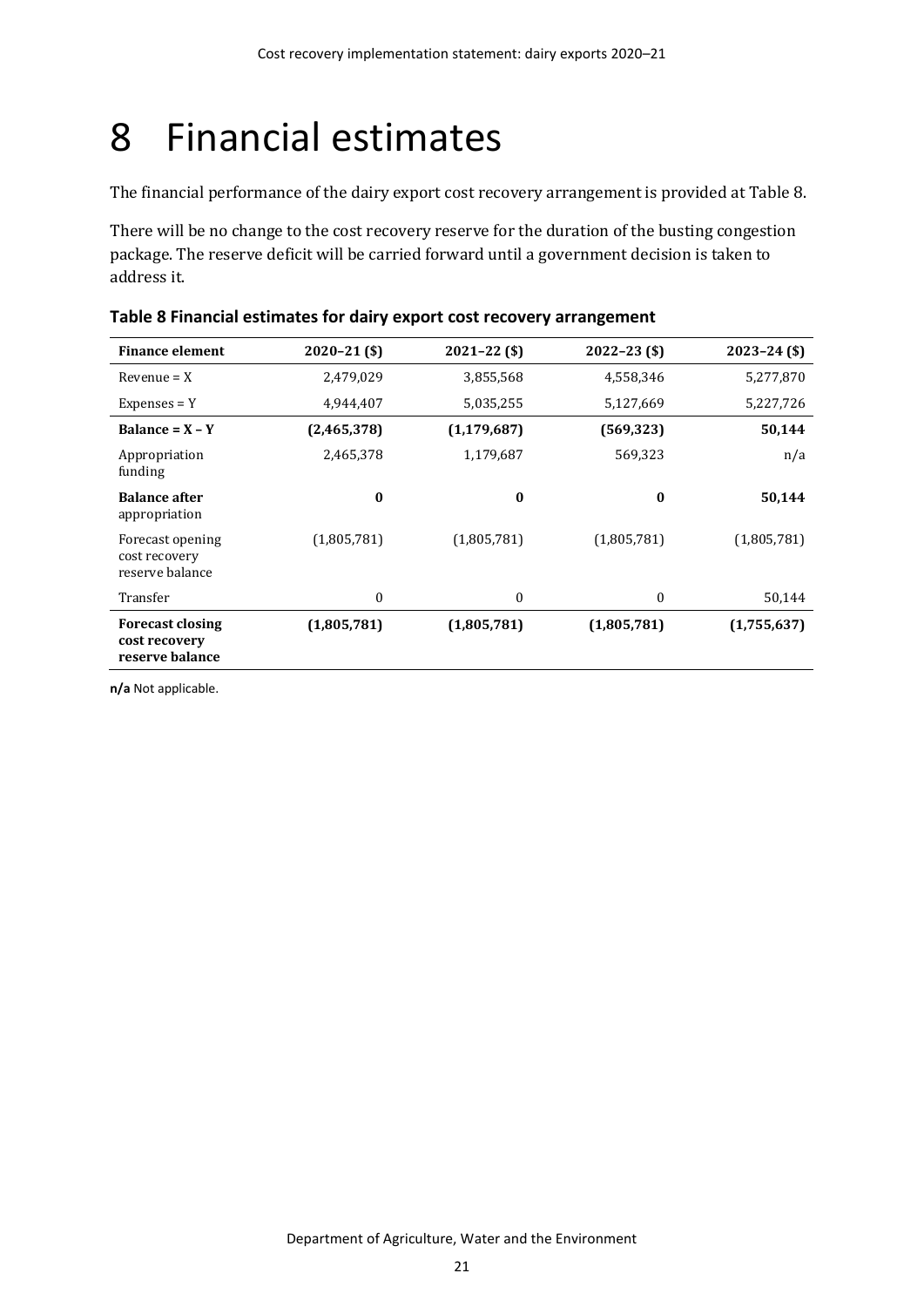# 8 Financial estimates

The financial performance of the dairy export cost recovery arrangement is provided at Table 8.

There will be no change to the cost recovery reserve for the duration of the busting congestion package. The reserve deficit will be carried forward until a government decision is taken to address it.

**Table 8 Financial estimates for dairy export cost recovery arrangement**

| Finance element | 2020–21 ($) | 2021–22 ($) | 2022–23 ($) | 2023–24 ($) |
|---|---|---|---|---|
| Revenue = X | 2,479,029 | 3,855,568 | 4,558,346 | 5,277,870 |
| Expenses = Y | 4,944,407 | 5,035,255 | 5,127,669 | 5,227,726 |
| **Balance = X – Y** | **(2,465,378)** | **(1,179,687)** | **(569,323)** | **50,144** |
| Appropriation funding | 2,465,378 | 1,179,687 | 569,323 | n/a |
| **Balance after appropriation** | **0** | **0** | **0** | **50,144** |
| Forecast opening cost recovery reserve balance | (1,805,781) | (1,805,781) | (1,805,781) | (1,805,781) |
| Transfer | 0 | 0 | 0 | 50,144 |
| **Forecast closing cost recovery reserve balance** | **(1,805,781)** | **(1,805,781)** | **(1,805,781)** | **(1,755,637)** |

**n/a** Not applicable.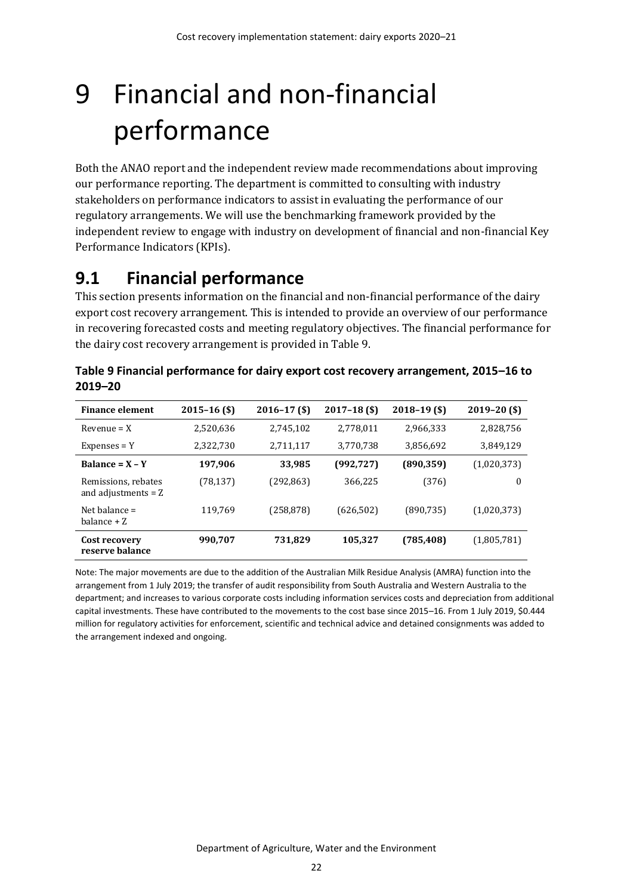# 9 Financial and non-financial performance

Both the ANAO report and the independent review made recommendations about improving our performance reporting. The department is committed to consulting with industry stakeholders on performance indicators to assist in evaluating the performance of our regulatory arrangements. We will use the benchmarking framework provided by the independent review to engage with industry on development of financial and non-financial Key Performance Indicators (KPIs).

## 9.1 Financial performance

This section presents information on the financial and non-financial performance of the dairy export cost recovery arrangement. This is intended to provide an overview of our performance in recovering forecasted costs and meeting regulatory objectives. The financial performance for the dairy cost recovery arrangement is provided in Table 9.

**Table 9 Financial performance for dairy export cost recovery arrangement, 2015–16 to 2019–20**

| Finance element | 2015–16 ($) | 2016–17 ($) | 2017–18 ($) | 2018–19 ($) | 2019–20 ($) |
|---|---|---|---|---|---|
| Revenue = X | 2,520,636 | 2,745,102 | 2,778,011 | 2,966,333 | 2,828,756 |
| Expenses = Y | 2,322,730 | 2,711,117 | 3,770,738 | 3,856,692 | 3,849,129 |
| **Balance = X – Y** | **197,906** | **33,985** | **(992,727)** | **(890,359)** | (1,020,373) |
| Remissions, rebates and adjustments = Z | (78,137) | (292,863) | 366,225 | (376) | 0 |
| Net balance = balance + Z | 119,769 | (258,878) | (626,502) | (890,735) | (1,020,373) |
| **Cost recovery reserve balance** | **990,707** | **731,829** | **105,327** | **(785,408)** | (1,805,781) |

Note: The major movements are due to the addition of the Australian Milk Residue Analysis (AMRA) function into the arrangement from 1 July 2019; the transfer of audit responsibility from South Australia and Western Australia to the department; and increases to various corporate costs including information services costs and depreciation from additional capital investments. These have contributed to the movements to the cost base since 2015–16. From 1 July 2019, $0.444 million for regulatory activities for enforcement, scientific and technical advice and detained consignments was added to the arrangement indexed and ongoing.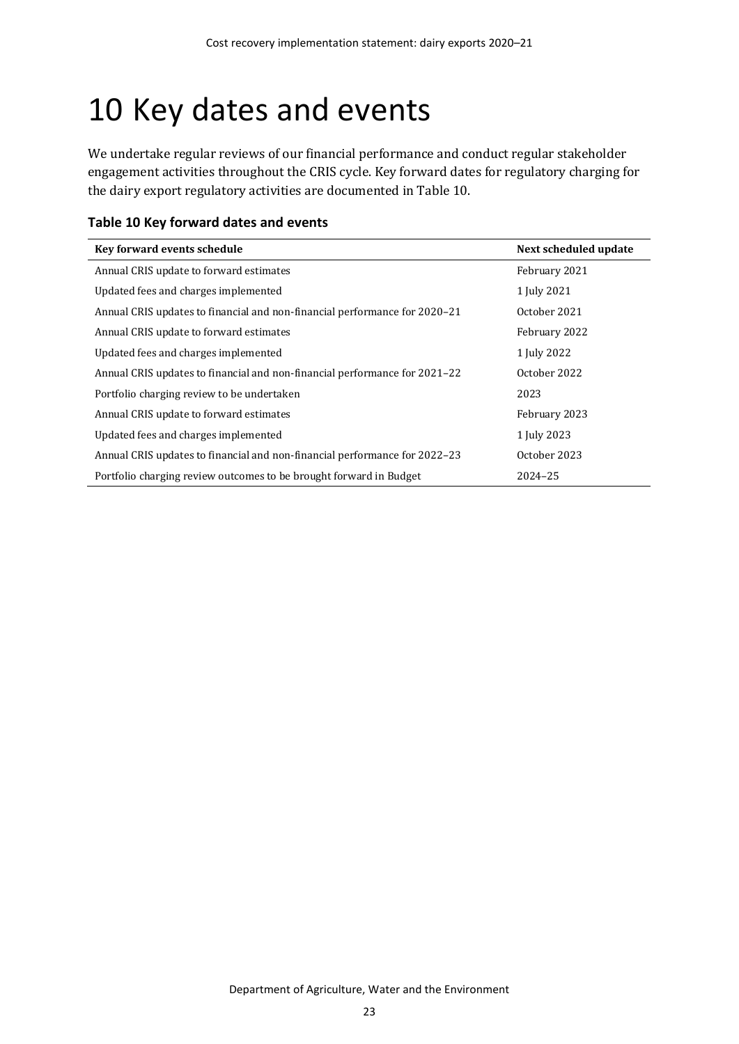# 10 Key dates and events

We undertake regular reviews of our financial performance and conduct regular stakeholder engagement activities throughout the CRIS cycle. Key forward dates for regulatory charging for the dairy export regulatory activities are documented in Table 10.

**Table 10 Key forward dates and events**

| Key forward events schedule | Next scheduled update |
|---|---|
| Annual CRIS update to forward estimates | February 2021 |
| Updated fees and charges implemented | 1 July 2021 |
| Annual CRIS updates to financial and non-financial performance for 2020–21 | October 2021 |
| Annual CRIS update to forward estimates | February 2022 |
| Updated fees and charges implemented | 1 July 2022 |
| Annual CRIS updates to financial and non-financial performance for 2021–22 | October 2022 |
| Portfolio charging review to be undertaken | 2023 |
| Annual CRIS update to forward estimates | February 2023 |
| Updated fees and charges implemented | 1 July 2023 |
| Annual CRIS updates to financial and non-financial performance for 2022–23 | October 2023 |
| Portfolio charging review outcomes to be brought forward in Budget | 2024–25 |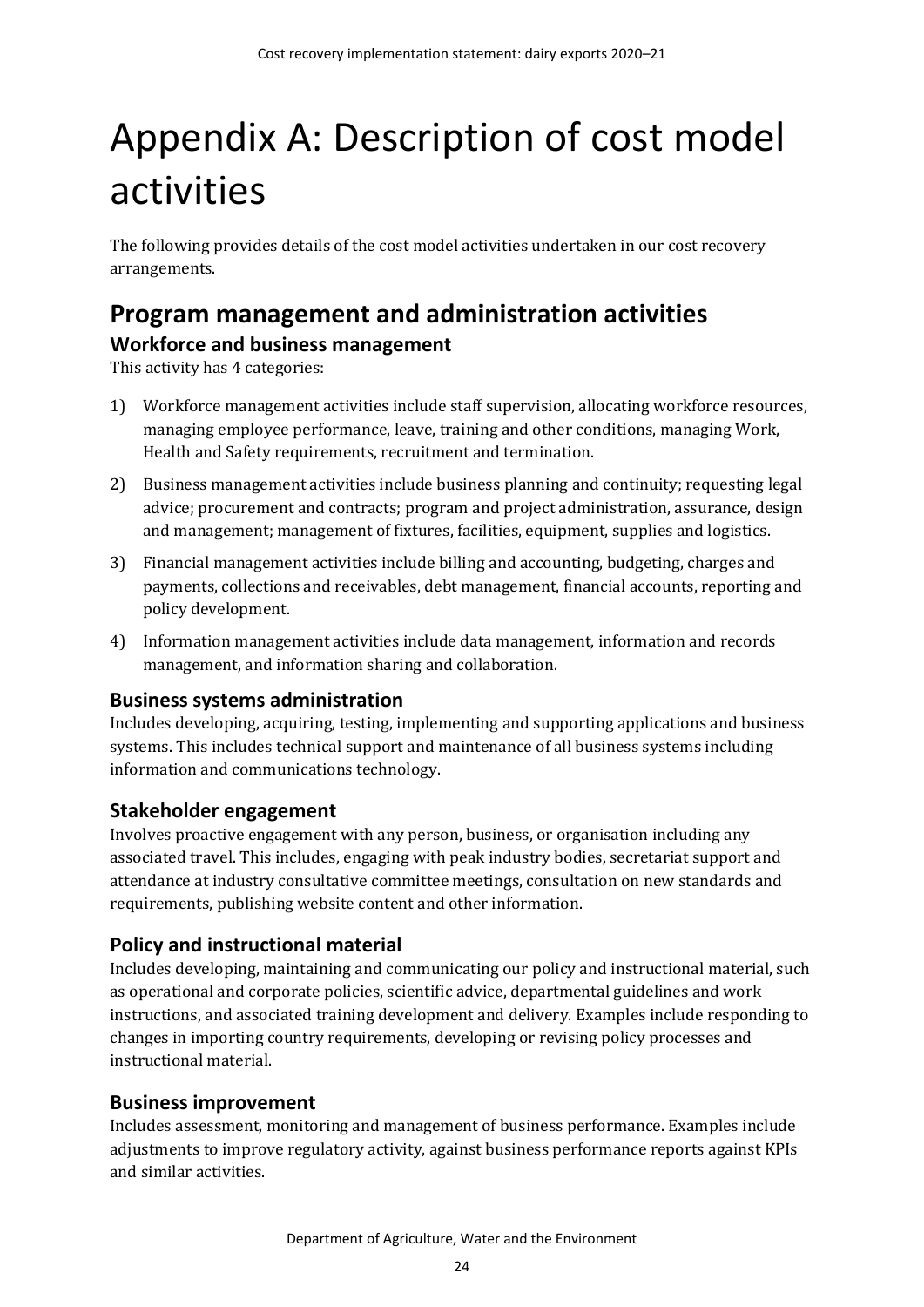# Appendix A: Description of cost model activities

The following provides details of the cost model activities undertaken in our cost recovery arrangements.

## Program management and administration activities

### Workforce and business management

This activity has 4 categories:

1) Workforce management activities include staff supervision, allocating workforce resources, managing employee performance, leave, training and other conditions, managing Work, Health and Safety requirements, recruitment and termination.
2) Business management activities include business planning and continuity; requesting legal advice; procurement and contracts; program and project administration, assurance, design and management; management of fixtures, facilities, equipment, supplies and logistics.
3) Financial management activities include billing and accounting, budgeting, charges and payments, collections and receivables, debt management, financial accounts, reporting and policy development.
4) Information management activities include data management, information and records management, and information sharing and collaboration.

### Business systems administration

Includes developing, acquiring, testing, implementing and supporting applications and business systems. This includes technical support and maintenance of all business systems including information and communications technology.

### Stakeholder engagement

Involves proactive engagement with any person, business, or organisation including any associated travel. This includes, engaging with peak industry bodies, secretariat support and attendance at industry consultative committee meetings, consultation on new standards and requirements, publishing website content and other information.

### Policy and instructional material

Includes developing, maintaining and communicating our policy and instructional material, such as operational and corporate policies, scientific advice, departmental guidelines and work instructions, and associated training development and delivery. Examples include responding to changes in importing country requirements, developing or revising policy processes and instructional material.

### Business improvement

Includes assessment, monitoring and management of business performance. Examples include adjustments to improve regulatory activity, against business performance reports against KPIs and similar activities.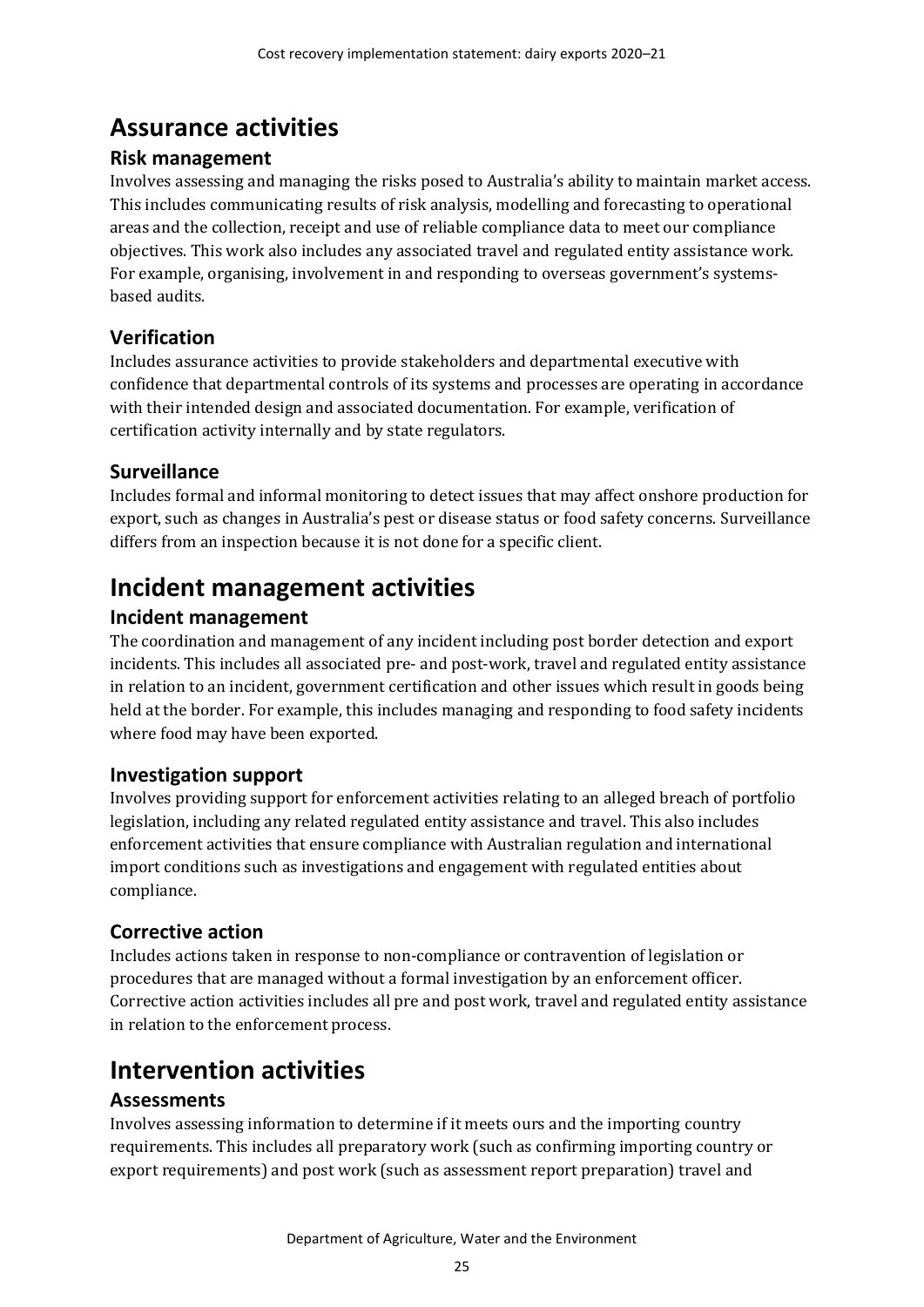# Assurance activities

## Risk management

Involves assessing and managing the risks posed to Australia's ability to maintain market access. This includes communicating results of risk analysis, modelling and forecasting to operational areas and the collection, receipt and use of reliable compliance data to meet our compliance objectives. This work also includes any associated travel and regulated entity assistance work. For example, organising, involvement in and responding to overseas government's systems-based audits.

## Verification

Includes assurance activities to provide stakeholders and departmental executive with confidence that departmental controls of its systems and processes are operating in accordance with their intended design and associated documentation. For example, verification of certification activity internally and by state regulators.

## Surveillance

Includes formal and informal monitoring to detect issues that may affect onshore production for export, such as changes in Australia's pest or disease status or food safety concerns. Surveillance differs from an inspection because it is not done for a specific client.

# Incident management activities

## Incident management

The coordination and management of any incident including post border detection and export incidents. This includes all associated pre- and post-work, travel and regulated entity assistance in relation to an incident, government certification and other issues which result in goods being held at the border. For example, this includes managing and responding to food safety incidents where food may have been exported.

## Investigation support

Involves providing support for enforcement activities relating to an alleged breach of portfolio legislation, including any related regulated entity assistance and travel. This also includes enforcement activities that ensure compliance with Australian regulation and international import conditions such as investigations and engagement with regulated entities about compliance.

## Corrective action

Includes actions taken in response to non-compliance or contravention of legislation or procedures that are managed without a formal investigation by an enforcement officer. Corrective action activities includes all pre and post work, travel and regulated entity assistance in relation to the enforcement process.

# Intervention activities

## Assessments

Involves assessing information to determine if it meets ours and the importing country requirements. This includes all preparatory work (such as confirming importing country or export requirements) and post work (such as assessment report preparation) travel and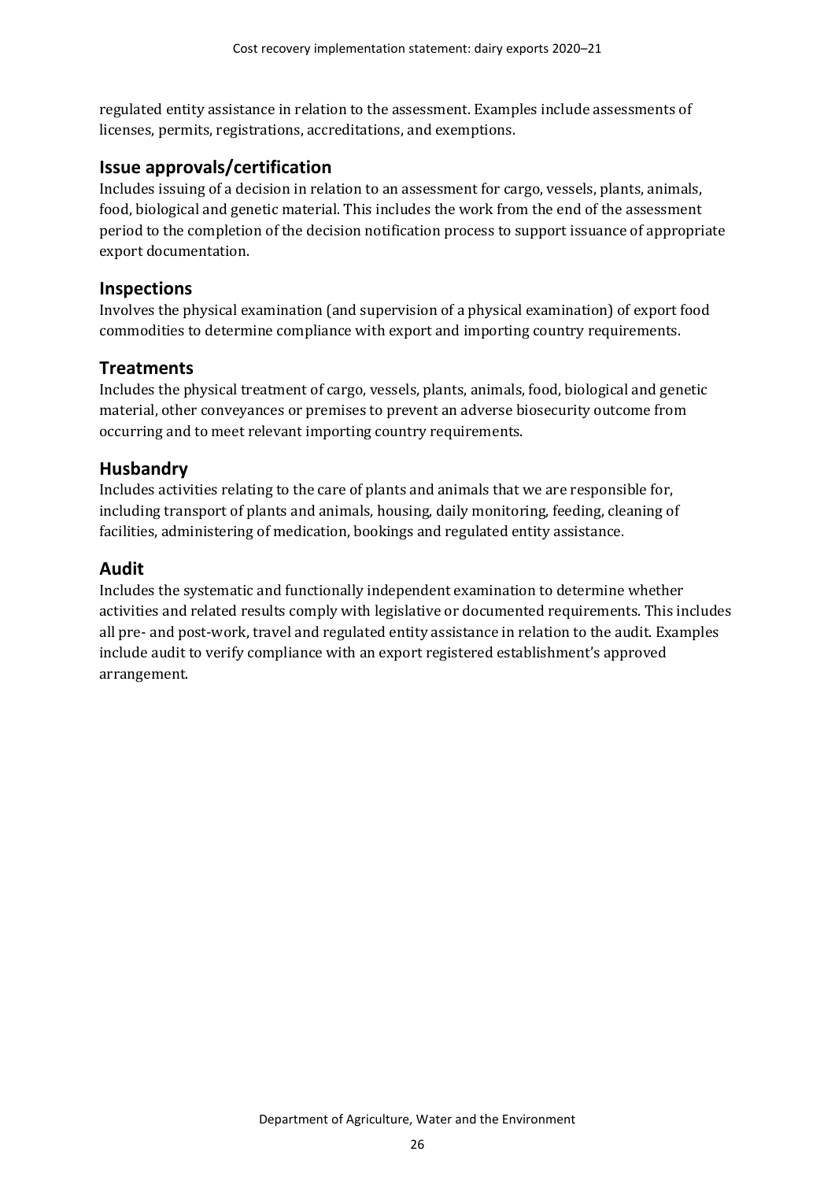regulated entity assistance in relation to the assessment. Examples include assessments of licenses, permits, registrations, accreditations, and exemptions.

## Issue approvals/certification

Includes issuing of a decision in relation to an assessment for cargo, vessels, plants, animals, food, biological and genetic material. This includes the work from the end of the assessment period to the completion of the decision notification process to support issuance of appropriate export documentation.

## Inspections

Involves the physical examination (and supervision of a physical examination) of export food commodities to determine compliance with export and importing country requirements.

## Treatments

Includes the physical treatment of cargo, vessels, plants, animals, food, biological and genetic material, other conveyances or premises to prevent an adverse biosecurity outcome from occurring and to meet relevant importing country requirements.

## Husbandry

Includes activities relating to the care of plants and animals that we are responsible for, including transport of plants and animals, housing, daily monitoring, feeding, cleaning of facilities, administering of medication, bookings and regulated entity assistance.

## Audit

Includes the systematic and functionally independent examination to determine whether activities and related results comply with legislative or documented requirements. This includes all pre- and post-work, travel and regulated entity assistance in relation to the audit. Examples include audit to verify compliance with an export registered establishment's approved arrangement.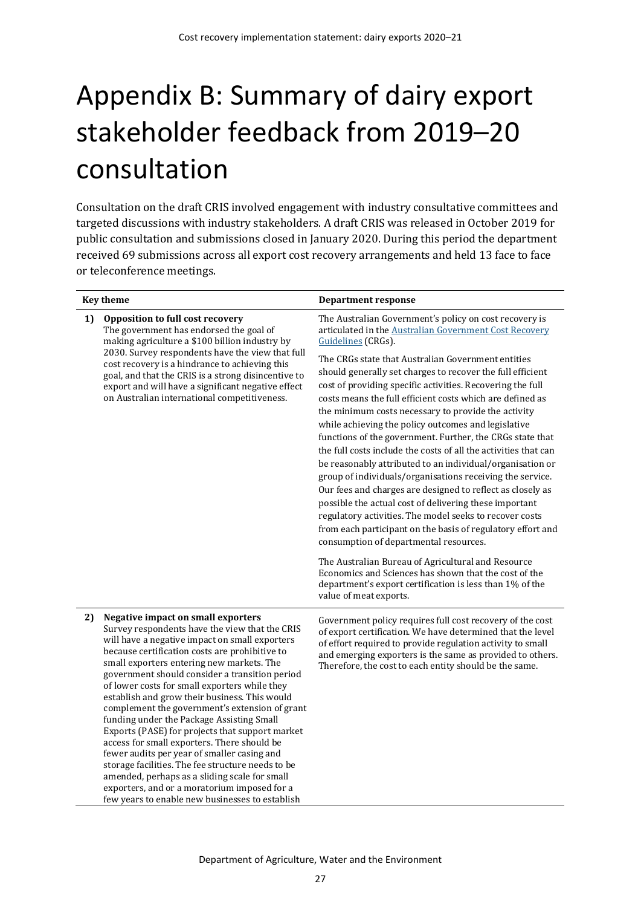# Appendix B: Summary of dairy export stakeholder feedback from 2019–20 consultation

Consultation on the draft CRIS involved engagement with industry consultative committees and targeted discussions with industry stakeholders. A draft CRIS was released in October 2019 for public consultation and submissions closed in January 2020. During this period the department received 69 submissions across all export cost recovery arrangements and held 13 face to face or teleconference meetings.

| Key theme | | Department response |
| --- | --- | --- |
| 1) | **Opposition to full cost recovery**<br>The government has endorsed the goal of making agriculture a $100 billion industry by 2030. Survey respondents have the view that full cost recovery is a hindrance to achieving this goal, and that the CRIS is a strong disincentive to export and will have a significant negative effect on Australian international competitiveness. | The Australian Government's policy on cost recovery is articulated in the [Australian Government Cost Recovery Guidelines](#) (CRGs).<br><br>The CRGs state that Australian Government entities should generally set charges to recover the full efficient cost of providing specific activities. Recovering the full costs means the full efficient costs which are defined as the minimum costs necessary to provide the activity while achieving the policy outcomes and legislative functions of the government. Further, the CRGs state that the full costs include the costs of all the activities that can be reasonably attributed to an individual/organisation or group of individuals/organisations receiving the service. Our fees and charges are designed to reflect as closely as possible the actual cost of delivering these important regulatory activities. The model seeks to recover costs from each participant on the basis of regulatory effort and consumption of departmental resources.<br><br>The Australian Bureau of Agricultural and Resource Economics and Sciences has shown that the cost of the department's export certification is less than 1% of the value of meat exports. |
| 2) | **Negative impact on small exporters**<br>Survey respondents have the view that the CRIS will have a negative impact on small exporters because certification costs are prohibitive to small exporters entering new markets. The government should consider a transition period of lower costs for small exporters while they establish and grow their business. This would complement the government's extension of grant funding under the Package Assisting Small Exports (PASE) for projects that support market access for small exporters. There should be fewer audits per year of smaller casing and storage facilities. The fee structure needs to be amended, perhaps as a sliding scale for small exporters, and or a moratorium imposed for a few years to enable new businesses to establish | Government policy requires full cost recovery of the cost of export certification. We have determined that the level of effort required to provide regulation activity to small and emerging exporters is the same as provided to others. Therefore, the cost to each entity should be the same. |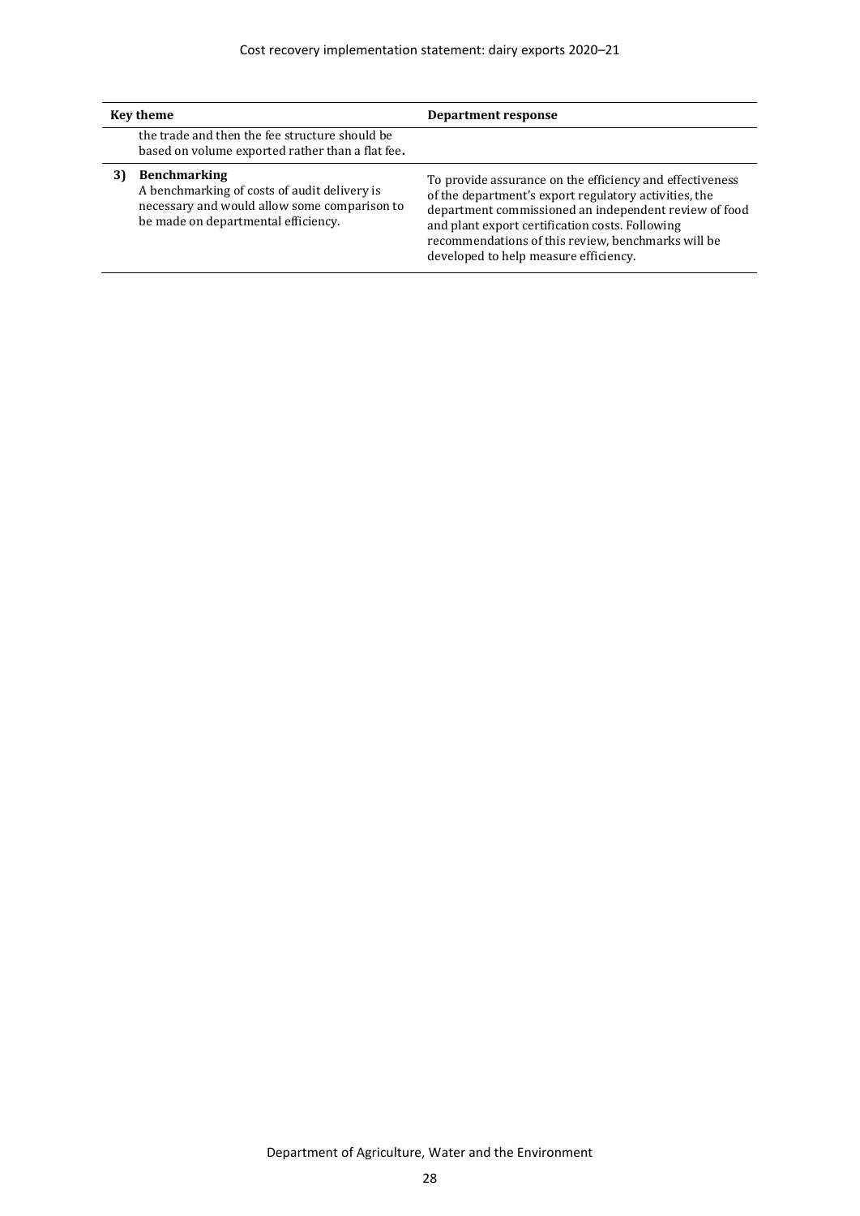| | Key theme | Department response |
|---|---|---|
| | the trade and then the fee structure should be based on volume exported rather than a flat fee. | |
| 3) | **Benchmarking**<br>A benchmarking of costs of audit delivery is necessary and would allow some comparison to be made on departmental efficiency. | To provide assurance on the efficiency and effectiveness of the department's export regulatory activities, the department commissioned an independent review of food and plant export certification costs. Following recommendations of this review, benchmarks will be developed to help measure efficiency. |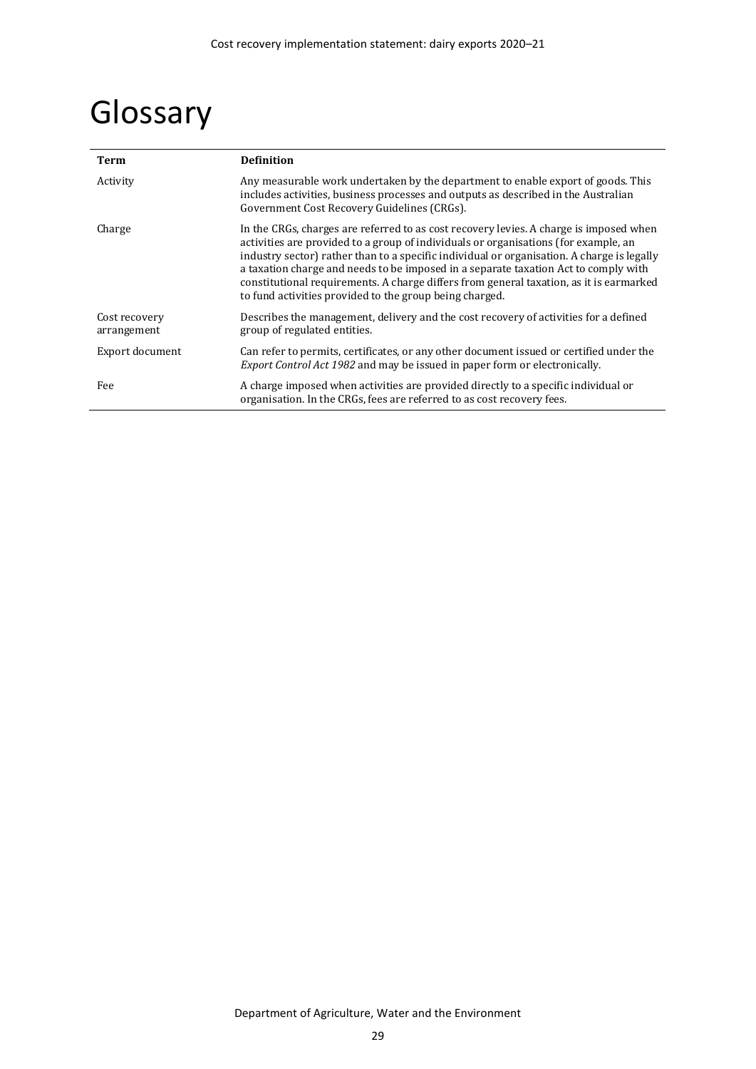# Glossary

| Term | Definition |
|---|---|
| Activity | Any measurable work undertaken by the department to enable export of goods. This includes activities, business processes and outputs as described in the Australian Government Cost Recovery Guidelines (CRGs). |
| Charge | In the CRGs, charges are referred to as cost recovery levies. A charge is imposed when activities are provided to a group of individuals or organisations (for example, an industry sector) rather than to a specific individual or organisation. A charge is legally a taxation charge and needs to be imposed in a separate taxation Act to comply with constitutional requirements. A charge differs from general taxation, as it is earmarked to fund activities provided to the group being charged. |
| Cost recovery arrangement | Describes the management, delivery and the cost recovery of activities for a defined group of regulated entities. |
| Export document | Can refer to permits, certificates, or any other document issued or certified under the *Export Control Act 1982* and may be issued in paper form or electronically. |
| Fee | A charge imposed when activities are provided directly to a specific individual or organisation. In the CRGs, fees are referred to as cost recovery fees. |